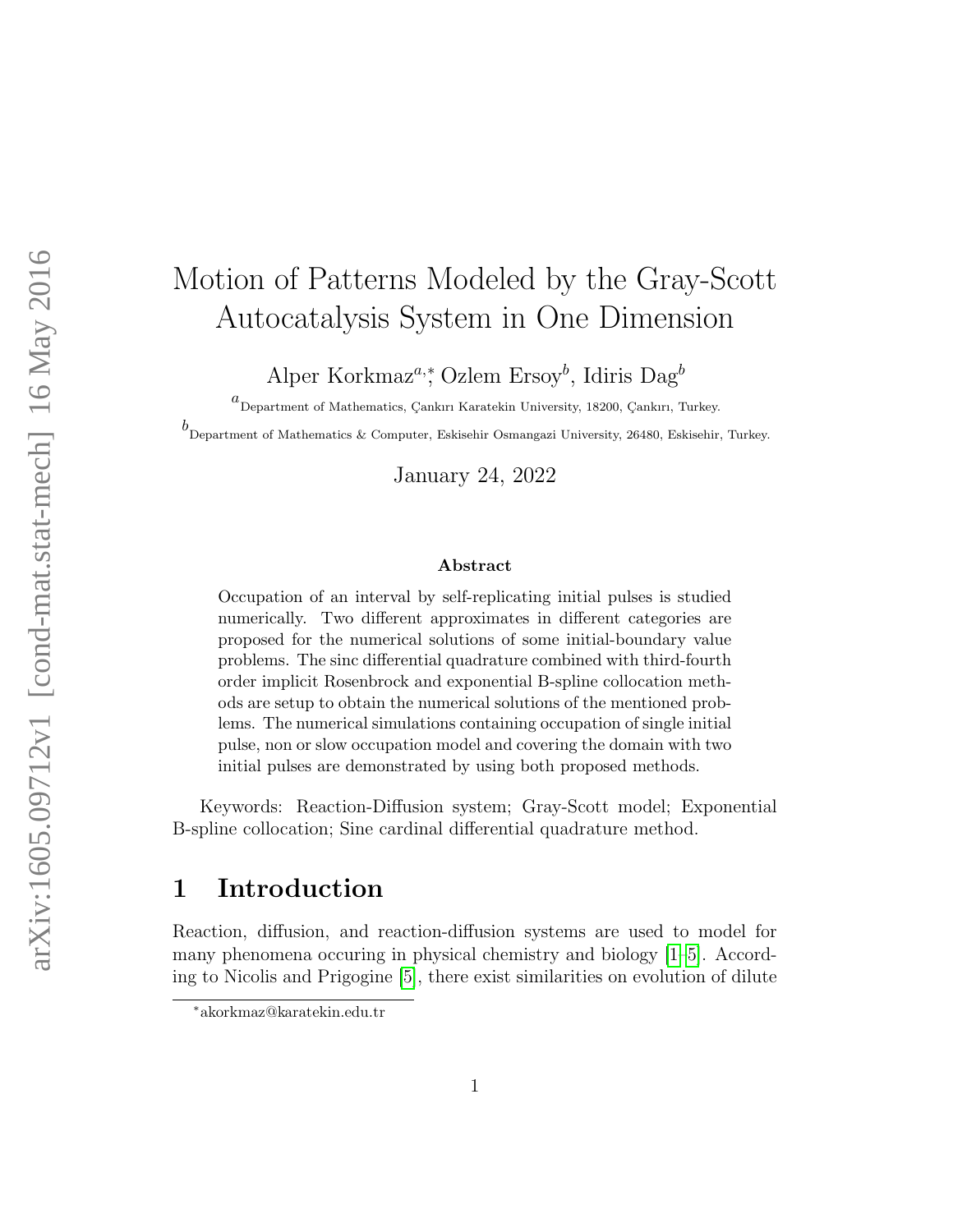# Motion of Patterns Modeled by the Gray-Scott Autocatalysis System in One Dimension

Alper Korkmaz[a,*], Ozlem Ersoy[b], Idiris Dag[b]

[a] Department of Mathematics, Çankırı Karatekin University, 18200, Çankırı, Turkey.

[b] Department of Mathematics & Computer, Eskisehir Osmangazi University, 26480, Eskisehir, Turkey.

January 24, 2022

**Abstract**

Occupation of an interval by self-replicating initial pulses is studied numerically. Two different approximates in different categories are proposed for the numerical solutions of some initial-boundary value problems. The sinc differential quadrature combined with third-fourth order implicit Rosenbrock and exponential B-spline collocation methods are setup to obtain the numerical solutions of the mentioned problems. The numerical simulations containing occupation of single initial pulse, non or slow occupation model and covering the domain with two initial pulses are demonstrated by using both proposed methods.

Keywords: Reaction-Diffusion system; Gray-Scott model; Exponential B-spline collocation; Sine cardinal differential quadrature method.

## 1 Introduction

Reaction, diffusion, and reaction-diffusion systems are used to model for many phenomena occuring in physical chemistry and biology [1–5]. According to Nicolis and Prigogine [5], there exist similarities on evolution of dilute

*akorkmaz@karatekin.edu.tr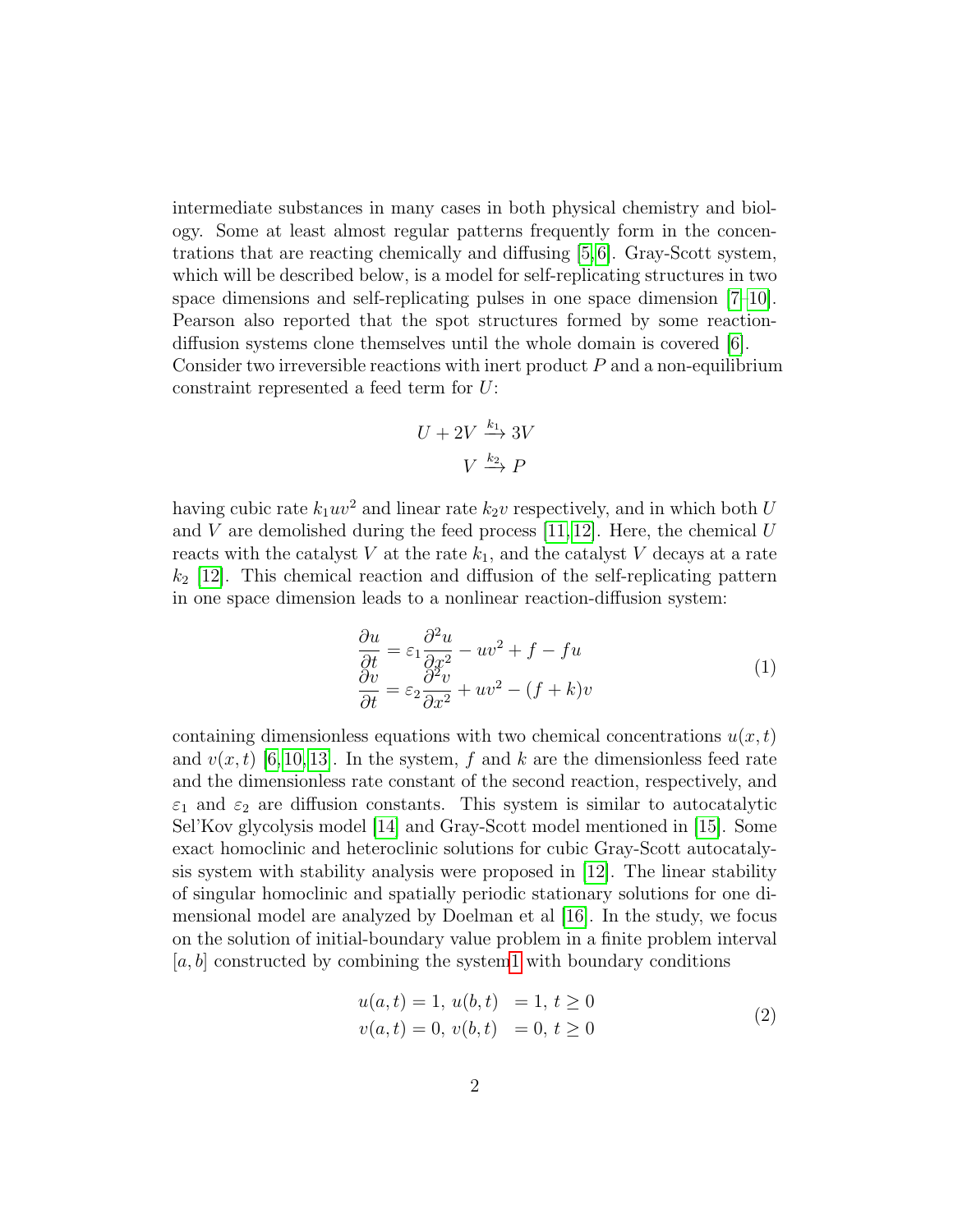intermediate substances in many cases in both physical chemistry and biology. Some at least almost regular patterns frequently form in the concentrations that are reacting chemically and diffusing [5,6]. Gray-Scott system, which will be described below, is a model for self-replicating structures in two space dimensions and self-replicating pulses in one space dimension [7–10]. Pearson also reported that the spot structures formed by some reaction-diffusion systems clone themselves until the whole domain is covered [6]. Consider two irreversible reactions with inert product $P$ and a non-equilibrium constraint represented a feed term for $U$:

$$
\begin{aligned}
U + 2V &\xrightarrow{k_1} 3V \\
V &\xrightarrow{k_2} P
\end{aligned}
$$

having cubic rate $k_1uv^2$ and linear rate $k_2v$ respectively, and in which both $U$ and $V$ are demolished during the feed process [11,12]. Here, the chemical $U$ reacts with the catalyst $V$ at the rate $k_1$, and the catalyst $V$ decays at a rate $k_2$ [12]. This chemical reaction and diffusion of the self-replicating pattern in one space dimension leads to a nonlinear reaction-diffusion system:

$$
\begin{aligned}
\frac{\partial u}{\partial t} &= \varepsilon_1 \frac{\partial^2 u}{\partial x^2} - uv^2 + f - fu \\
\frac{\partial v}{\partial t} &= \varepsilon_2 \frac{\partial^2 v}{\partial x^2} + uv^2 - (f+k)v
\end{aligned}
\tag{1}
$$

containing dimensionless equations with two chemical concentrations $u(x,t)$ and $v(x,t)$ [6,10,13]. In the system, $f$ and $k$ are the dimensionless feed rate and the dimensionless rate constant of the second reaction, respectively, and $\varepsilon_1$ and $\varepsilon_2$ are diffusion constants. This system is similar to autocatalytic Sel'Kov glycolysis model [14] and Gray-Scott model mentioned in [15]. Some exact homoclinic and heteroclinic solutions for cubic Gray-Scott autocatalysis system with stability analysis were proposed in [12]. The linear stability of singular homoclinic and spatially periodic stationary solutions for one dimensional model are analyzed by Doelman et al [16]. In the study, we focus on the solution of initial-boundary value problem in a finite problem interval $[a,b]$ constructed by combining the system1 with boundary conditions

$$
\begin{aligned}
u(a,t) = 1,\ u(b,t) &= 1,\ t \geq 0 \\
v(a,t) = 0,\ v(b,t) &= 0,\ t \geq 0
\end{aligned}
\tag{2}
$$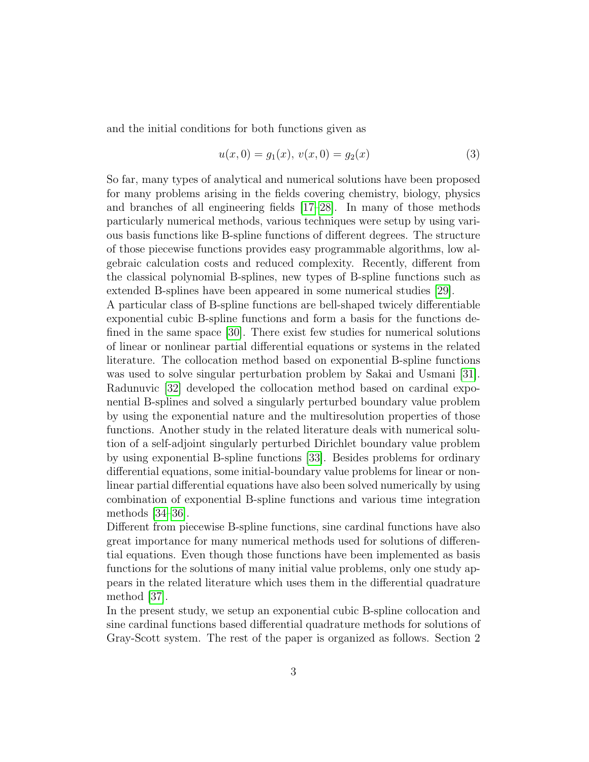and the initial conditions for both functions given as

$$u(x,0) = g_1(x),\ v(x,0) = g_2(x) \tag{3}$$

So far, many types of analytical and numerical solutions have been proposed for many problems arising in the fields covering chemistry, biology, physics and branches of all engineering fields [17–28]. In many of those methods particularly numerical methods, various techniques were setup by using various basis functions like B-spline functions of different degrees. The structure of those piecewise functions provides easy programmable algorithms, low algebraic calculation costs and reduced complexity. Recently, different from the classical polynomial B-splines, new types of B-spline functions such as extended B-splines have been appeared in some numerical studies [29].

A particular class of B-spline functions are bell-shaped twicely differentiable exponential cubic B-spline functions and form a basis for the functions defined in the same space [30]. There exist few studies for numerical solutions of linear or nonlinear partial differential equations or systems in the related literature. The collocation method based on exponential B-spline functions was used to solve singular perturbation problem by Sakai and Usmani [31]. Radunuvic [32] developed the collocation method based on cardinal exponential B-splines and solved a singularly perturbed boundary value problem by using the exponential nature and the multiresolution properties of those functions. Another study in the related literature deals with numerical solution of a self-adjoint singularly perturbed Dirichlet boundary value problem by using exponential B-spline functions [33]. Besides problems for ordinary differential equations, some initial-boundary value problems for linear or nonlinear partial differential equations have also been solved numerically by using combination of exponential B-spline functions and various time integration methods [34–36].

Different from piecewise B-spline functions, sine cardinal functions have also great importance for many numerical methods used for solutions of differential equations. Even though those functions have been implemented as basis functions for the solutions of many initial value problems, only one study appears in the related literature which uses them in the differential quadrature method [37].

In the present study, we setup an exponential cubic B-spline collocation and sine cardinal functions based differential quadrature methods for solutions of Gray-Scott system. The rest of the paper is organized as follows. Section 2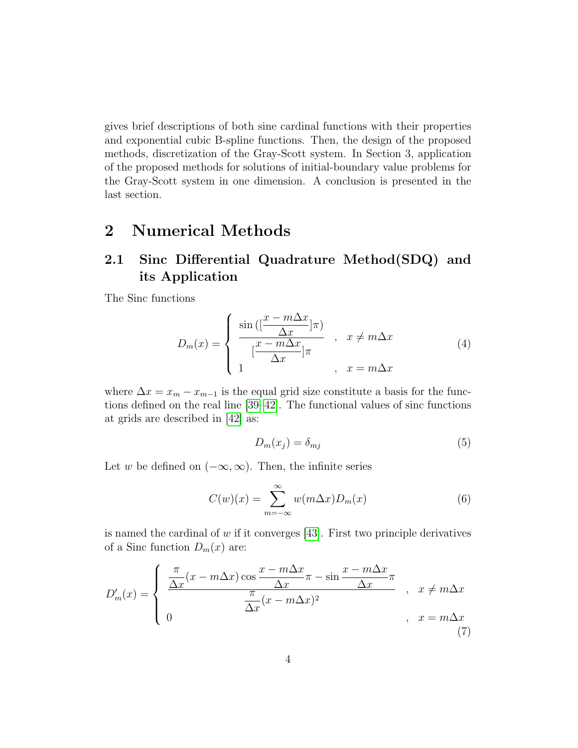gives brief descriptions of both sine cardinal functions with their properties and exponential cubic B-spline functions. Then, the design of the proposed methods, discretization of the Gray-Scott system. In Section 3, application of the proposed methods for solutions of initial-boundary value problems for the Gray-Scott system in one dimension. A conclusion is presented in the last section.

# 2 Numerical Methods

## 2.1 Sinc Differential Quadrature Method(SDQ) and its Application

The Sinc functions

$$D_m(x) = \begin{cases} \dfrac{\sin([\dfrac{x - m\Delta x}{\Delta x}]\pi)}{[\dfrac{x - m\Delta x}{\Delta x}]\pi} & , \quad x \neq m\Delta x \\ 1 & , \quad x = m\Delta x \end{cases} \tag{4}$$

where $\Delta x = x_m - x_{m-1}$ is the equal grid size constitute a basis for the functions defined on the real line [39–42]. The functional values of sinc functions at grids are described in [42] as:

$$D_m(x_j) = \delta_{mj} \tag{5}$$

Let $w$ be defined on $(-\infty, \infty)$. Then, the infinite series

$$C(w)(x) = \sum_{m=-\infty}^{\infty} w(m\Delta x) D_m(x) \tag{6}$$

is named the cardinal of $w$ if it converges [43]. First two principle derivatives of a Sinc function $D_m(x)$ are:

$$D'_m(x) = \begin{cases} \dfrac{\dfrac{\pi}{\Delta x}(x - m\Delta x)\cos\dfrac{x - m\Delta x}{\Delta x}\pi - \sin\dfrac{x - m\Delta x}{\Delta x}\pi}{\dfrac{\pi}{\Delta x}(x - m\Delta x)^2} & , \quad x \neq m\Delta x \\ 0 & , \quad x = m\Delta x \end{cases} \tag{7}$$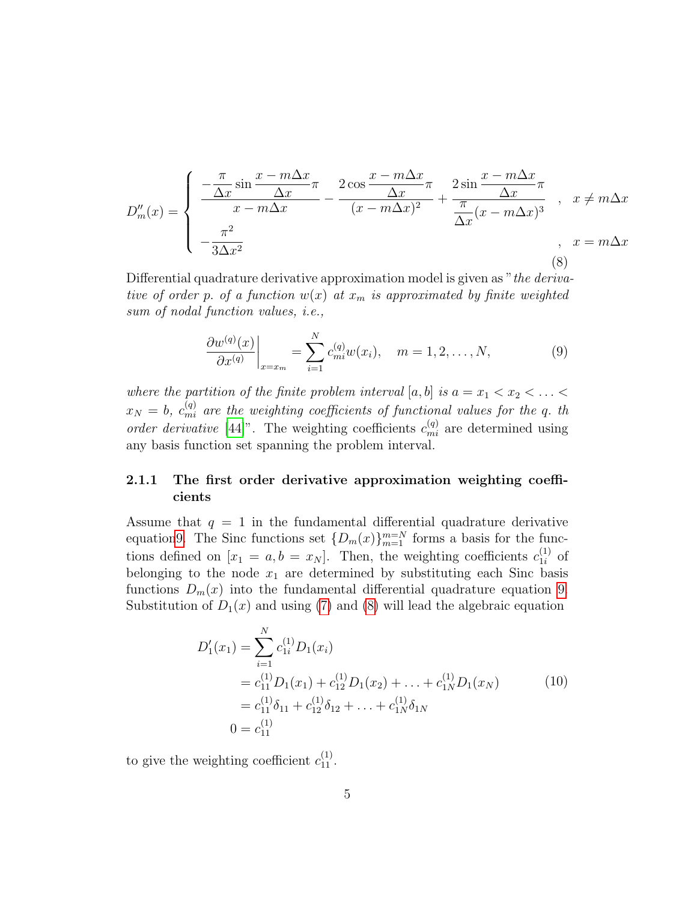$$
D''_m(x) = \begin{cases} \dfrac{-\dfrac{\pi}{\Delta x}\sin\dfrac{x-m\Delta x}{\Delta x}\pi}{x-m\Delta x} - \dfrac{2\cos\dfrac{x-m\Delta x}{\Delta x}\pi}{(x-m\Delta x)^2} + \dfrac{2\sin\dfrac{x-m\Delta x}{\Delta x}\pi}{\dfrac{\pi}{\Delta x}(x-m\Delta x)^3} & , \quad x \neq m\Delta x \\ -\dfrac{\pi^2}{3\Delta x^2} & , \quad x = m\Delta x \end{cases} \tag{8}
$$

Differential quadrature derivative approximation model is given as "*the derivative of order p. of a function $w(x)$ at $x_m$ is approximated by finite weighted sum of nodal function values, i.e.,*

$$
\left.\frac{\partial w^{(q)}(x)}{\partial x^{(q)}}\right|_{x=x_m} = \sum_{i=1}^{N} c_{mi}^{(q)} w(x_i), \quad m = 1, 2, \ldots, N, \tag{9}
$$

*where the partition of the finite problem interval $[a, b]$ is $a = x_1 < x_2 < \ldots < x_N = b$, $c_{mi}^{(q)}$ are the weighting coefficients of functional values for the q. th order derivative* [44]". The weighting coefficients $c_{mi}^{(q)}$ are determined using any basis function set spanning the problem interval.

### 2.1.1 The first order derivative approximation weighting coefficients

Assume that $q = 1$ in the fundamental differential quadrature derivative equation9. The Sinc functions set $\{D_m(x)\}_{m=1}^{m=N}$ forms a basis for the functions defined on $[x_1 = a, b = x_N]$. Then, the weighting coefficients $c_{1i}^{(1)}$ of belonging to the node $x_1$ are determined by substituting each Sinc basis functions $D_m(x)$ into the fundamental differential quadrature equation 9. Substitution of $D_1(x)$ and using (7) and (8) will lead the algebraic equation

$$
\begin{aligned}
D'_1(x_1) &= \sum_{i=1}^{N} c_{1i}^{(1)} D_1(x_i) \\
&= c_{11}^{(1)} D_1(x_1) + c_{12}^{(1)} D_1(x_2) + \ldots + c_{1N}^{(1)} D_1(x_N) \\
&= c_{11}^{(1)} \delta_{11} + c_{12}^{(1)} \delta_{12} + \ldots + c_{1N}^{(1)} \delta_{1N} \\
0 &= c_{11}^{(1)}
\end{aligned} \tag{10}
$$

to give the weighting coefficient $c_{11}^{(1)}$.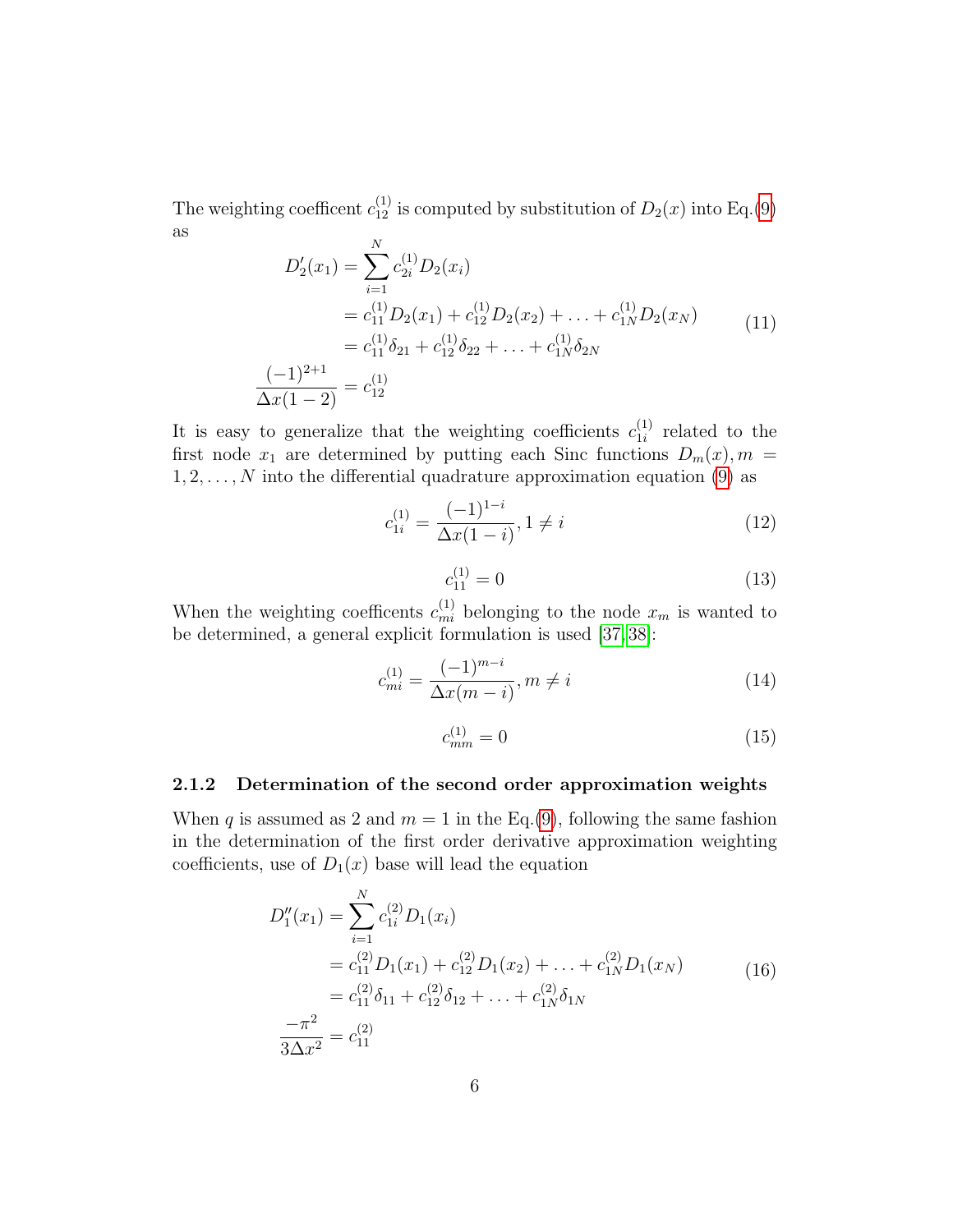The weighting coefficent $c_{12}^{(1)}$ is computed by substitution of $D_2(x)$ into Eq.(9) as

$$
\begin{aligned}
D_2'(x_1) &= \sum_{i=1}^{N} c_{2i}^{(1)} D_2(x_i) \\
&= c_{11}^{(1)} D_2(x_1) + c_{12}^{(1)} D_2(x_2) + \ldots + c_{1N}^{(1)} D_2(x_N) \\
&= c_{11}^{(1)} \delta_{21} + c_{12}^{(1)} \delta_{22} + \ldots + c_{1N}^{(1)} \delta_{2N} \\
\frac{(-1)^{2+1}}{\Delta x(1-2)} &= c_{12}^{(1)}
\end{aligned}
\tag{11}
$$

It is easy to generalize that the weighting coefficients $c_{1i}^{(1)}$ related to the first node $x_1$ are determined by putting each Sinc functions $D_m(x), m = 1, 2, \ldots, N$ into the differential quadrature approximation equation (9) as

$$
c_{1i}^{(1)} = \frac{(-1)^{1-i}}{\Delta x(1-i)}, 1 \neq i \tag{12}
$$

$$
c_{11}^{(1)} = 0 \tag{13}
$$

When the weighting coefficents $c_{mi}^{(1)}$ belonging to the node $x_m$ is wanted to be determined, a general explicit formulation is used [37, 38]:

$$
c_{mi}^{(1)} = \frac{(-1)^{m-i}}{\Delta x(m-i)}, m \neq i \tag{14}
$$

$$
c_{mm}^{(1)} = 0 \tag{15}
$$

### 2.1.2 Determination of the second order approximation weights

When $q$ is assumed as 2 and $m = 1$ in the Eq.(9), following the same fashion in the determination of the first order derivative approximation weighting coefficients, use of $D_1(x)$ base will lead the equation

$$
\begin{aligned}
D_1''(x_1) &= \sum_{i=1}^{N} c_{1i}^{(2)} D_1(x_i) \\
&= c_{11}^{(2)} D_1(x_1) + c_{12}^{(2)} D_1(x_2) + \ldots + c_{1N}^{(2)} D_1(x_N) \\
&= c_{11}^{(2)} \delta_{11} + c_{12}^{(2)} \delta_{12} + \ldots + c_{1N}^{(2)} \delta_{1N} \\
\frac{-\pi^2}{3\Delta x^2} &= c_{11}^{(2)}
\end{aligned}
\tag{16}
$$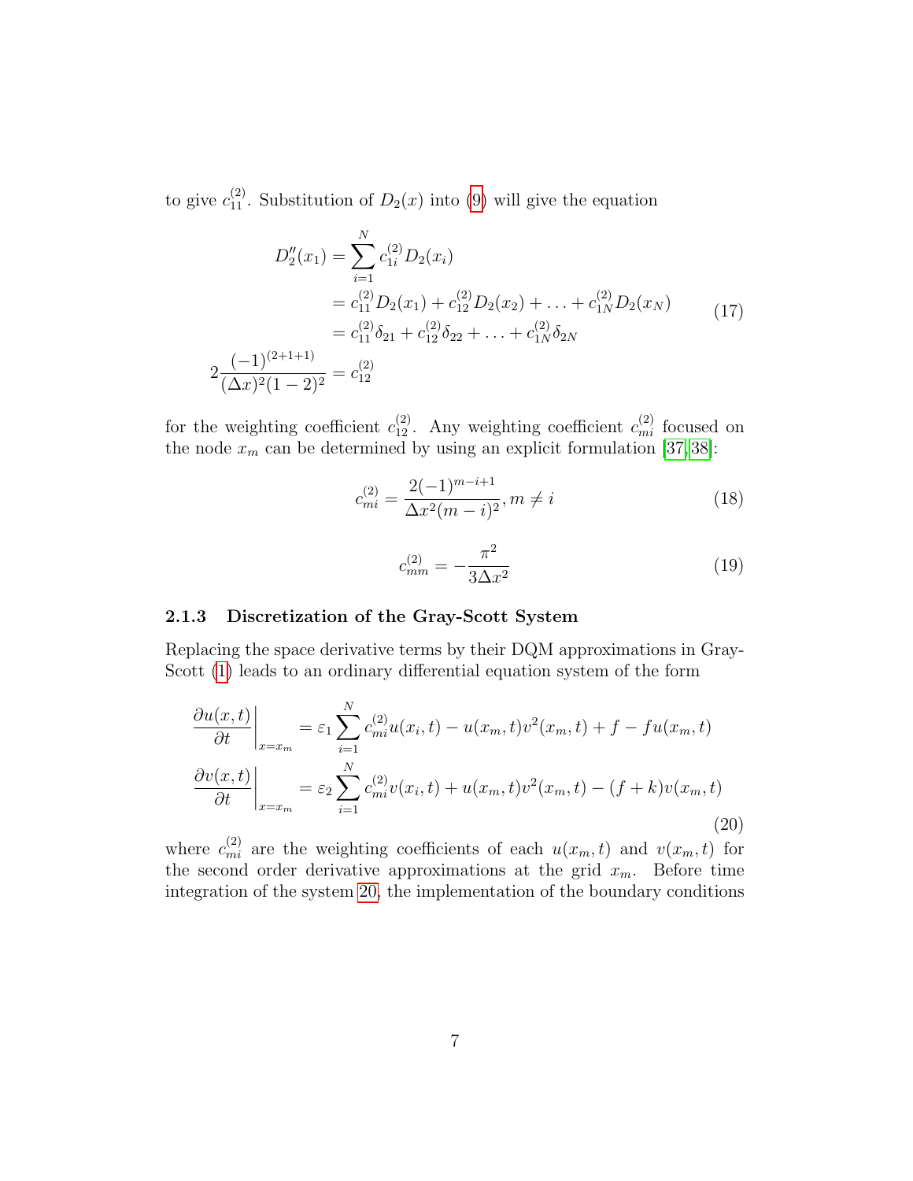to give $c_{11}^{(2)}$. Substitution of $D_2(x)$ into (9) will give the equation

$$
\begin{aligned}
D_2''(x_1) &= \sum_{i=1}^{N} c_{1i}^{(2)} D_2(x_i) \\
&= c_{11}^{(2)} D_2(x_1) + c_{12}^{(2)} D_2(x_2) + \ldots + c_{1N}^{(2)} D_2(x_N) \\
&= c_{11}^{(2)} \delta_{21} + c_{12}^{(2)} \delta_{22} + \ldots + c_{1N}^{(2)} \delta_{2N} \\
2\frac{(-1)^{(2+1+1)}}{(\Delta x)^2 (1-2)^2} &= c_{12}^{(2)}
\end{aligned} \tag{17}
$$

for the weighting coefficient $c_{12}^{(2)}$. Any weighting coefficient $c_{mi}^{(2)}$ focused on the node $x_m$ can be determined by using an explicit formulation [37, 38]:

$$
c_{mi}^{(2)} = \frac{2(-1)^{m-i+1}}{\Delta x^2 (m-i)^2}, m \neq i \tag{18}
$$

$$
c_{mm}^{(2)} = -\frac{\pi^2}{3\Delta x^2} \tag{19}
$$

#### 2.1.3 Discretization of the Gray-Scott System

Replacing the space derivative terms by their DQM approximations in Gray-Scott (1) leads to an ordinary differential equation system of the form

$$
\begin{aligned}
\left.\frac{\partial u(x,t)}{\partial t}\right|_{x=x_m} &= \varepsilon_1 \sum_{i=1}^{N} c_{mi}^{(2)} u(x_i,t) - u(x_m,t) v^2(x_m,t) + f - f u(x_m,t) \\
\left.\frac{\partial v(x,t)}{\partial t}\right|_{x=x_m} &= \varepsilon_2 \sum_{i=1}^{N} c_{mi}^{(2)} v(x_i,t) + u(x_m,t) v^2(x_m,t) - (f+k) v(x_m,t)
\end{aligned} \tag{20}
$$

where $c_{mi}^{(2)}$ are the weighting coefficients of each $u(x_m,t)$ and $v(x_m,t)$ for the second order derivative approximations at the grid $x_m$. Before time integration of the system 20, the implementation of the boundary conditions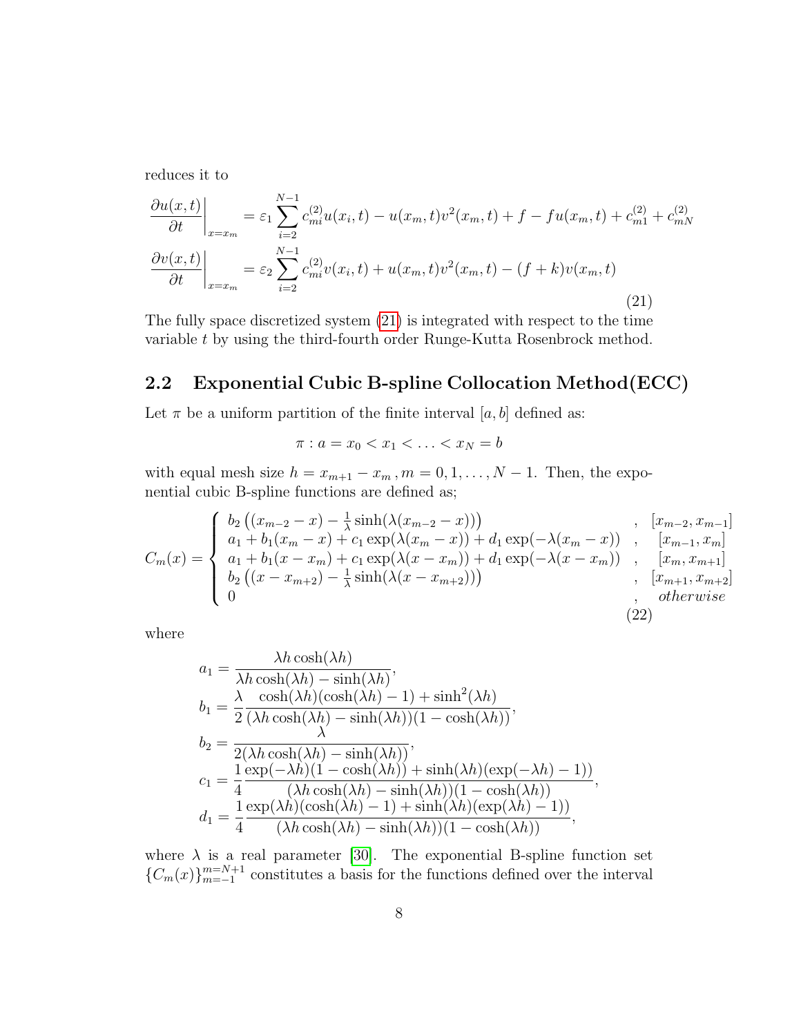reduces it to

$$
\begin{aligned}
\left.\frac{\partial u(x,t)}{\partial t}\right|_{x=x_m} &= \varepsilon_1 \sum_{i=2}^{N-1} c_{mi}^{(2)} u(x_i,t) - u(x_m,t)v^2(x_m,t) + f - fu(x_m,t) + c_{m1}^{(2)} + c_{mN}^{(2)} \\
\left.\frac{\partial v(x,t)}{\partial t}\right|_{x=x_m} &= \varepsilon_2 \sum_{i=2}^{N-1} c_{mi}^{(2)} v(x_i,t) + u(x_m,t)v^2(x_m,t) - (f+k)v(x_m,t)
\end{aligned}
\tag{21}
$$

The fully space discretized system (21) is integrated with respect to the time variable $t$ by using the third-fourth order Runge-Kutta Rosenbrock method.

## 2.2 Exponential Cubic B-spline Collocation Method(ECC)

Let $\pi$ be a uniform partition of the finite interval $[a,b]$ defined as:

$$
\pi : a = x_0 < x_1 < \ldots < x_N = b
$$

with equal mesh size $h = x_{m+1} - x_m \,, m = 0, 1, \ldots, N-1$. Then, the exponential cubic B-spline functions are defined as;

$$
C_m(x) = \begin{cases}
b_2\left((x_{m-2}-x) - \frac{1}{\lambda}\sinh(\lambda(x_{m-2}-x))\right) & , \quad [x_{m-2}, x_{m-1}] \\
a_1 + b_1(x_m - x) + c_1\exp(\lambda(x_m - x)) + d_1\exp(-\lambda(x_m - x)) & , \quad [x_{m-1}, x_m] \\
a_1 + b_1(x - x_m) + c_1\exp(\lambda(x - x_m)) + d_1\exp(-\lambda(x - x_m)) & , \quad [x_m, x_{m+1}] \\
b_2\left((x - x_{m+2}) - \frac{1}{\lambda}\sinh(\lambda(x - x_{m+2}))\right) & , \quad [x_{m+1}, x_{m+2}] \\
0 & , \quad otherwise
\end{cases}
\tag{22}
$$

where

$$
\begin{aligned}
a_1 &= \frac{\lambda h\cosh(\lambda h)}{\lambda h\cosh(\lambda h) - \sinh(\lambda h)}, \\
b_1 &= \frac{\lambda}{2}\frac{\cosh(\lambda h)(\cosh(\lambda h) - 1) + \sinh^2(\lambda h)}{(\lambda h\cosh(\lambda h) - \sinh(\lambda h))(1 - \cosh(\lambda h))}, \\
b_2 &= \frac{\lambda}{2(\lambda h\cosh(\lambda h) - \sinh(\lambda h))}, \\
c_1 &= \frac{1}{4}\frac{\exp(-\lambda h)(1 - \cosh(\lambda h)) + \sinh(\lambda h)(\exp(-\lambda h) - 1))}{(\lambda h\cosh(\lambda h) - \sinh(\lambda h))(1 - \cosh(\lambda h))}, \\
d_1 &= \frac{1}{4}\frac{\exp(\lambda h)(\cosh(\lambda h) - 1) + \sinh(\lambda h)(\exp(\lambda h) - 1))}{(\lambda h\cosh(\lambda h) - \sinh(\lambda h))(1 - \cosh(\lambda h))},
\end{aligned}
$$

where $\lambda$ is a real parameter [30]. The exponential B-spline function set $\{C_m(x)\}_{m=-1}^{m=N+1}$ constitutes a basis for the functions defined over the interval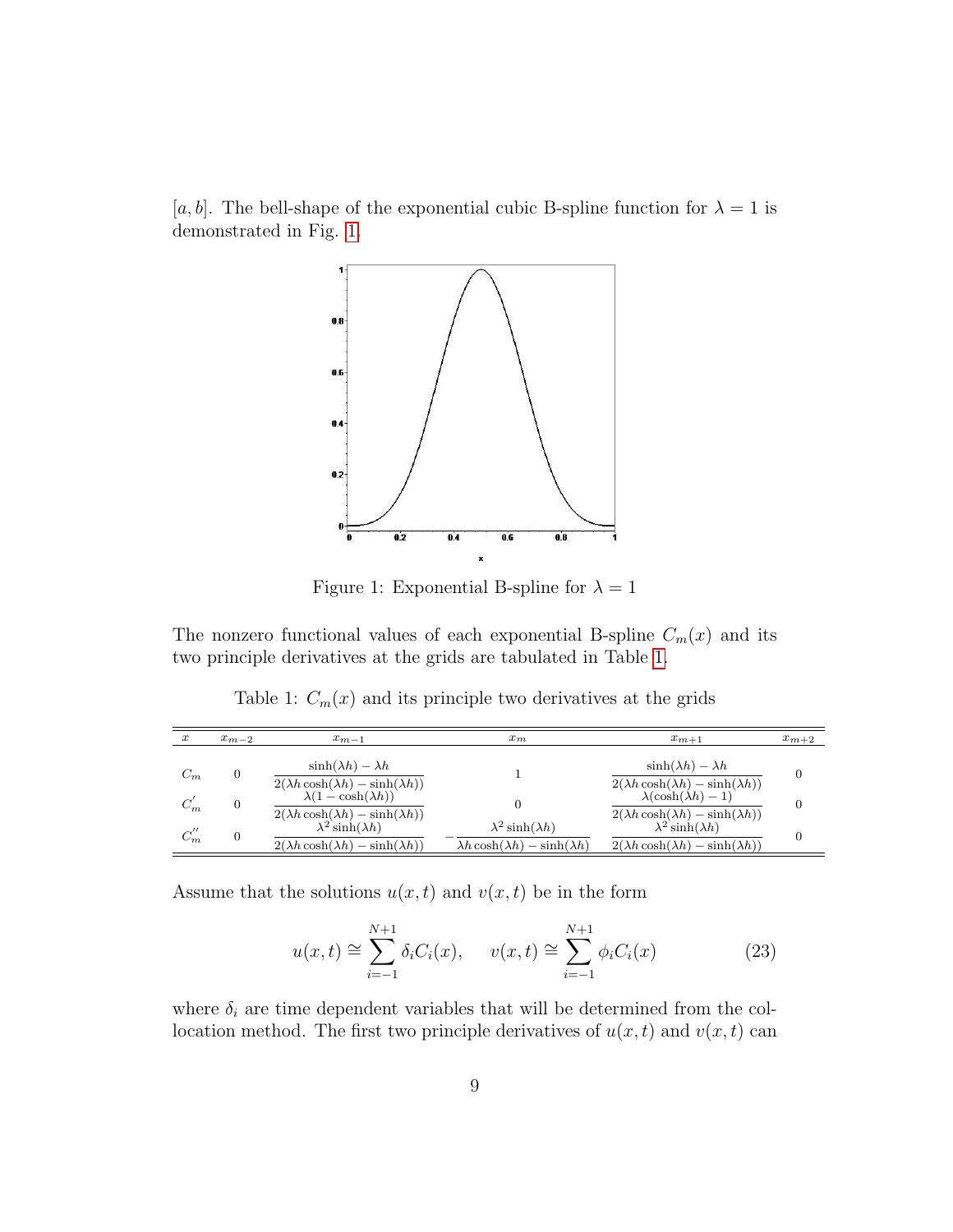$[a, b]$. The bell-shape of the exponential cubic B-spline function for $\lambda = 1$ is demonstrated in Fig. 1.

Figure 1: Exponential B-spline for $\lambda = 1$

The nonzero functional values of each exponential B-spline $C_m(x)$ and its two principle derivatives at the grids are tabulated in Table 1.

Table 1: $C_m(x)$ and its principle two derivatives at the grids

| $x$ | $x_{m-2}$ | $x_{m-1}$ | $x_m$ | $x_{m+1}$ | $x_{m+2}$ |
|---|---|---|---|---|---|
| $C_m$ | 0 | $\dfrac{\sinh(\lambda h) - \lambda h}{2(\lambda h \cosh(\lambda h) - \sinh(\lambda h))}$ | 1 | $\dfrac{\sinh(\lambda h) - \lambda h}{2(\lambda h \cosh(\lambda h) - \sinh(\lambda h))}$ | 0 |
| $C_m^{'}$ | 0 | $\dfrac{\lambda(1 - \cosh(\lambda h))}{2(\lambda h \cosh(\lambda h) - \sinh(\lambda h))}$ | 0 | $\dfrac{\lambda(\cosh(\lambda h) - 1)}{2(\lambda h \cosh(\lambda h) - \sinh(\lambda h))}$ | 0 |
| $C_m^{''}$ | 0 | $\dfrac{\lambda^2 \sinh(\lambda h)}{2(\lambda h \cosh(\lambda h) - \sinh(\lambda h))}$ | $-\dfrac{\lambda^2 \sinh(\lambda h)}{\lambda h \cosh(\lambda h) - \sinh(\lambda h)}$ | $\dfrac{\lambda^2 \sinh(\lambda h)}{2(\lambda h \cosh(\lambda h) - \sinh(\lambda h))}$ | 0 |

Assume that the solutions $u(x,t)$ and $v(x,t)$ be in the form

$$u(x,t) \cong \sum_{i=-1}^{N+1} \delta_i C_i(x), \qquad v(x,t) \cong \sum_{i=-1}^{N+1} \phi_i C_i(x) \tag{23}$$

where $\delta_i$ are time dependent variables that will be determined from the collocation method. The first two principle derivatives of $u(x,t)$ and $v(x,t)$ can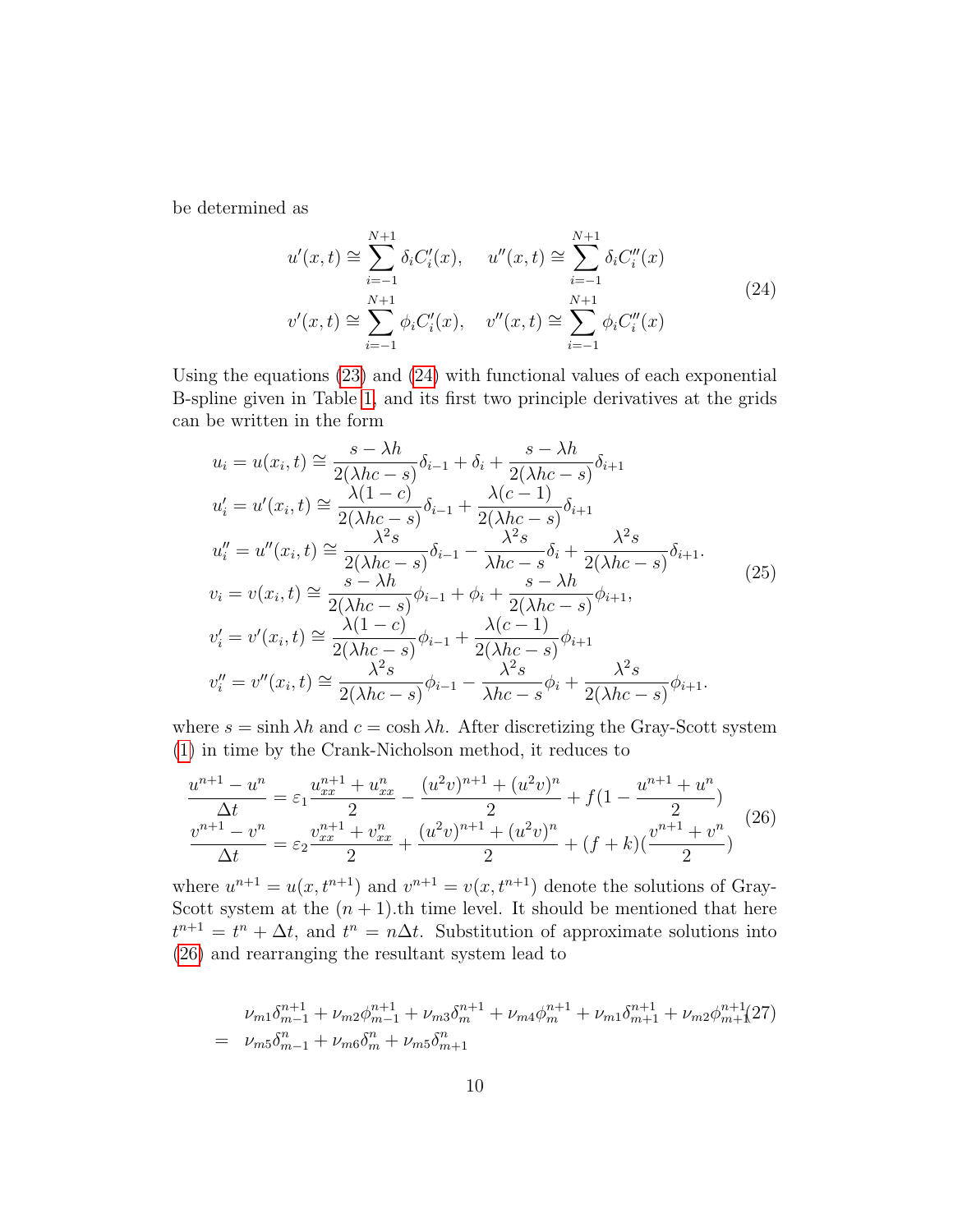be determined as

$$
\begin{aligned}
u'(x,t) &\cong \sum_{i=-1}^{N+1} \delta_i C_i'(x), \quad u''(x,t) \cong \sum_{i=-1}^{N+1} \delta_i C_i''(x) \\
v'(x,t) &\cong \sum_{i=-1}^{N+1} \phi_i C_i'(x), \quad v''(x,t) \cong \sum_{i=-1}^{N+1} \phi_i C_i''(x)
\end{aligned} \tag{24}
$$

Using the equations (23) and (24) with functional values of each exponential B-spline given in Table 1, and its first two principle derivatives at the grids can be written in the form

$$
\begin{aligned}
u_i = u(x_i,t) &\cong \frac{s-\lambda h}{2(\lambda hc - s)}\delta_{i-1} + \delta_i + \frac{s-\lambda h}{2(\lambda hc - s)}\delta_{i+1} \\
u_i' = u'(x_i,t) &\cong \frac{\lambda(1-c)}{2(\lambda hc - s)}\delta_{i-1} + \frac{\lambda(c-1)}{2(\lambda hc - s)}\delta_{i+1} \\
u_i'' = u''(x_i,t) &\cong \frac{\lambda^2 s}{2(\lambda hc - s)}\delta_{i-1} - \frac{\lambda^2 s}{\lambda hc - s}\delta_i + \frac{\lambda^2 s}{2(\lambda hc - s)}\delta_{i+1}. \\
v_i = v(x_i,t) &\cong \frac{s-\lambda h}{2(\lambda hc - s)}\phi_{i-1} + \phi_i + \frac{s-\lambda h}{2(\lambda hc - s)}\phi_{i+1}, \\
v_i' = v'(x_i,t) &\cong \frac{\lambda(1-c)}{2(\lambda hc - s)}\phi_{i-1} + \frac{\lambda(c-1)}{2(\lambda hc - s)}\phi_{i+1} \\
v_i'' = v''(x_i,t) &\cong \frac{\lambda^2 s}{2(\lambda hc - s)}\phi_{i-1} - \frac{\lambda^2 s}{\lambda hc - s}\phi_i + \frac{\lambda^2 s}{2(\lambda hc - s)}\phi_{i+1}.
\end{aligned} \tag{25}
$$

where $s = \sinh \lambda h$ and $c = \cosh \lambda h$. After discretizing the Gray-Scott system (1) in time by the Crank-Nicholson method, it reduces to

$$
\begin{aligned}
\frac{u^{n+1} - u^n}{\Delta t} &= \varepsilon_1 \frac{u_{xx}^{n+1} + u_{xx}^n}{2} - \frac{(u^2v)^{n+1} + (u^2v)^n}{2} + f\left(1 - \frac{u^{n+1} + u^n}{2}\right) \\
\frac{v^{n+1} - v^n}{\Delta t} &= \varepsilon_2 \frac{v_{xx}^{n+1} + v_{xx}^n}{2} + \frac{(u^2v)^{n+1} + (u^2v)^n}{2} + (f+k)\left(\frac{v^{n+1} + v^n}{2}\right)
\end{aligned} \tag{26}
$$

where $u^{n+1} = u(x, t^{n+1})$ and $v^{n+1} = v(x, t^{n+1})$ denote the solutions of Gray-Scott system at the $(n+1)$.th time level. It should be mentioned that here $t^{n+1} = t^n + \Delta t$, and $t^n = n\Delta t$. Substitution of approximate solutions into (26) and rearranging the resultant system lead to

$$
\begin{aligned}
& \nu_{m1}\delta_{m-1}^{n+1} + \nu_{m2}\phi_{m-1}^{n+1} + \nu_{m3}\delta_m^{n+1} + \nu_{m4}\phi_m^{n+1} + \nu_{m1}\delta_{m+1}^{n+1} + \nu_{m2}\phi_{m+1}^{n+1} \\
= \; & \nu_{m5}\delta_{m-1}^n + \nu_{m6}\delta_m^n + \nu_{m5}\delta_{m+1}^n
\end{aligned} \tag{27}
$$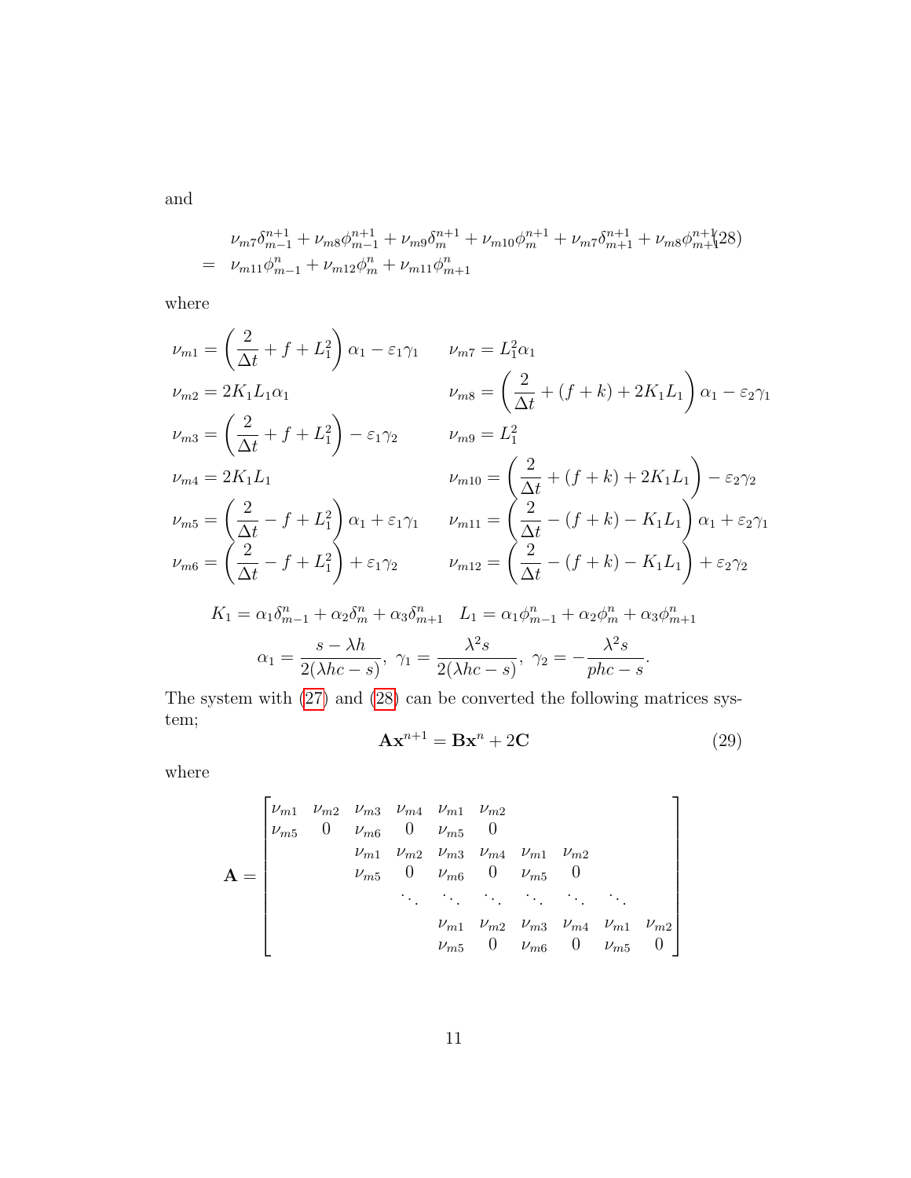and

$$
\begin{aligned}
& \nu_{m7}\delta_{m-1}^{n+1} + \nu_{m8}\phi_{m-1}^{n+1} + \nu_{m9}\delta_{m}^{n+1} + \nu_{m10}\phi_{m}^{n+1} + \nu_{m7}\delta_{m+1}^{n+1} + \nu_{m8}\phi_{m+1}^{n+1} \\
= \; & \nu_{m11}\phi_{m-1}^{n} + \nu_{m12}\phi_{m}^{n} + \nu_{m11}\phi_{m+1}^{n}
\end{aligned} \tag{28}
$$

where

$$
\begin{aligned}
\nu_{m1} &= \left(\frac{2}{\Delta t} + f + L_1^2\right)\alpha_1 - \varepsilon_1\gamma_1 & \nu_{m7} &= L_1^2\alpha_1 \\
\nu_{m2} &= 2K_1L_1\alpha_1 & \nu_{m8} &= \left(\frac{2}{\Delta t} + (f+k) + 2K_1L_1\right)\alpha_1 - \varepsilon_2\gamma_1 \\
\nu_{m3} &= \left(\frac{2}{\Delta t} + f + L_1^2\right) - \varepsilon_1\gamma_2 & \nu_{m9} &= L_1^2 \\
\nu_{m4} &= 2K_1L_1 & \nu_{m10} &= \left(\frac{2}{\Delta t} + (f+k) + 2K_1L_1\right) - \varepsilon_2\gamma_2 \\
\nu_{m5} &= \left(\frac{2}{\Delta t} - f + L_1^2\right)\alpha_1 + \varepsilon_1\gamma_1 & \nu_{m11} &= \left(\frac{2}{\Delta t} - (f+k) - K_1L_1\right)\alpha_1 + \varepsilon_2\gamma_1 \\
\nu_{m6} &= \left(\frac{2}{\Delta t} - f + L_1^2\right) + \varepsilon_1\gamma_2 & \nu_{m12} &= \left(\frac{2}{\Delta t} - (f+k) - K_1L_1\right) + \varepsilon_2\gamma_2
\end{aligned}
$$

$$
K_1 = \alpha_1\delta_{m-1}^n + \alpha_2\delta_m^n + \alpha_3\delta_{m+1}^n \quad L_1 = \alpha_1\phi_{m-1}^n + \alpha_2\phi_m^n + \alpha_3\phi_{m+1}^n
$$

$$
\alpha_1 = \frac{s-\lambda h}{2(\lambda hc - s)}, \;\; \gamma_1 = \frac{\lambda^2 s}{2(\lambda hc - s)}, \;\; \gamma_2 = -\frac{\lambda^2 s}{phc - s}.
$$

The system with (27) and (28) can be converted the following matrices system;

$$
\mathbf{A}\mathbf{x}^{n+1} = \mathbf{B}\mathbf{x}^n + 2\mathbf{C} \tag{29}
$$

where

$$
\mathbf{A} = \begin{bmatrix}
\nu_{m1} & \nu_{m2} & \nu_{m3} & \nu_{m4} & \nu_{m1} & \nu_{m2} & & & & & & \\
\nu_{m5} & 0 & \nu_{m6} & 0 & \nu_{m5} & 0 & & & & & & \\
& & \nu_{m1} & \nu_{m2} & \nu_{m3} & \nu_{m4} & \nu_{m1} & \nu_{m2} & & & & \\
& & \nu_{m5} & 0 & \nu_{m6} & 0 & \nu_{m5} & 0 & & & & \\
& & & \ddots & \ddots & \ddots & \ddots & \ddots & \ddots & & & \\
& & & & \nu_{m1} & \nu_{m2} & \nu_{m3} & \nu_{m4} & \nu_{m1} & \nu_{m2} & & \\
& & & & \nu_{m5} & 0 & \nu_{m6} & 0 & \nu_{m5} & 0 & &
\end{bmatrix}
$$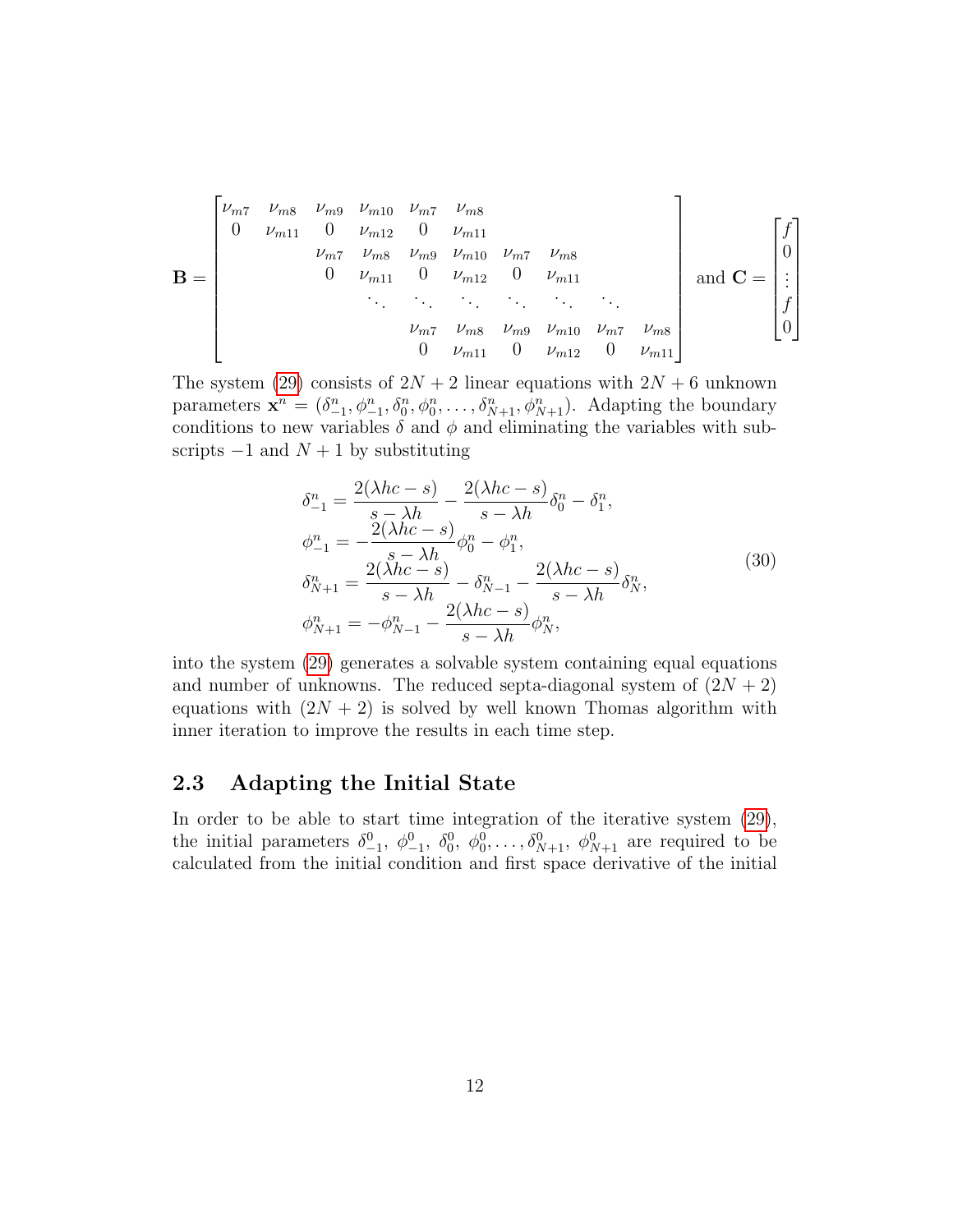$$
\mathbf{B} = \begin{bmatrix}
\nu_{m7} & \nu_{m8} & \nu_{m9} & \nu_{m10} & \nu_{m7} & \nu_{m8} & & & & & \\
0 & \nu_{m11} & 0 & \nu_{m12} & 0 & \nu_{m11} & & & & & \\
 & & \nu_{m7} & \nu_{m8} & \nu_{m9} & \nu_{m10} & \nu_{m7} & \nu_{m8} & & & \\
 & & 0 & \nu_{m11} & 0 & \nu_{m12} & 0 & \nu_{m11} & & & \\
 & & & \ddots & \ddots & \ddots & \ddots & \ddots & \ddots & & \\
 & & & & \nu_{m7} & \nu_{m8} & \nu_{m9} & \nu_{m10} & \nu_{m7} & \nu_{m8} \\
 & & & & 0 & \nu_{m11} & 0 & \nu_{m12} & 0 & \nu_{m11}
\end{bmatrix} \text{ and } \mathbf{C} = \begin{bmatrix} f \\ 0 \\ \vdots \\ f \\ 0 \end{bmatrix}
$$

The system (29) consists of $2N+2$ linear equations with $2N+6$ unknown parameters $\mathbf{x}^n = (\delta_{-1}^n, \phi_{-1}^n, \delta_0^n, \phi_0^n, \ldots, \delta_{N+1}^n, \phi_{N+1}^n)$. Adapting the boundary conditions to new variables $\delta$ and $\phi$ and eliminating the variables with subscripts $-1$ and $N+1$ by substituting

$$
\begin{aligned}
\delta_{-1}^n &= \frac{2(\lambda hc - s)}{s - \lambda h} - \frac{2(\lambda hc - s)}{s - \lambda h}\delta_0^n - \delta_1^n, \\
\phi_{-1}^n &= -\frac{2(\lambda hc - s)}{s - \lambda h}\phi_0^n - \phi_1^n, \\
\delta_{N+1}^n &= \frac{2(\lambda hc - s)}{s - \lambda h} - \delta_{N-1}^n - \frac{2(\lambda hc - s)}{s - \lambda h}\delta_N^n, \\
\phi_{N+1}^n &= -\phi_{N-1}^n - \frac{2(\lambda hc - s)}{s - \lambda h}\phi_N^n,
\end{aligned} \tag{30}
$$

into the system (29) generates a solvable system containing equal equations and number of unknowns. The reduced septa-diagonal system of $(2N+2)$ equations with $(2N+2)$ is solved by well known Thomas algorithm with inner iteration to improve the results in each time step.

## 2.3 Adapting the Initial State

In order to be able to start time integration of the iterative system (29), the initial parameters $\delta_{-1}^0$, $\phi_{-1}^0$, $\delta_0^0$, $\phi_0^0, \ldots, \delta_{N+1}^0$, $\phi_{N+1}^0$ are required to be calculated from the initial condition and first space derivative of the initial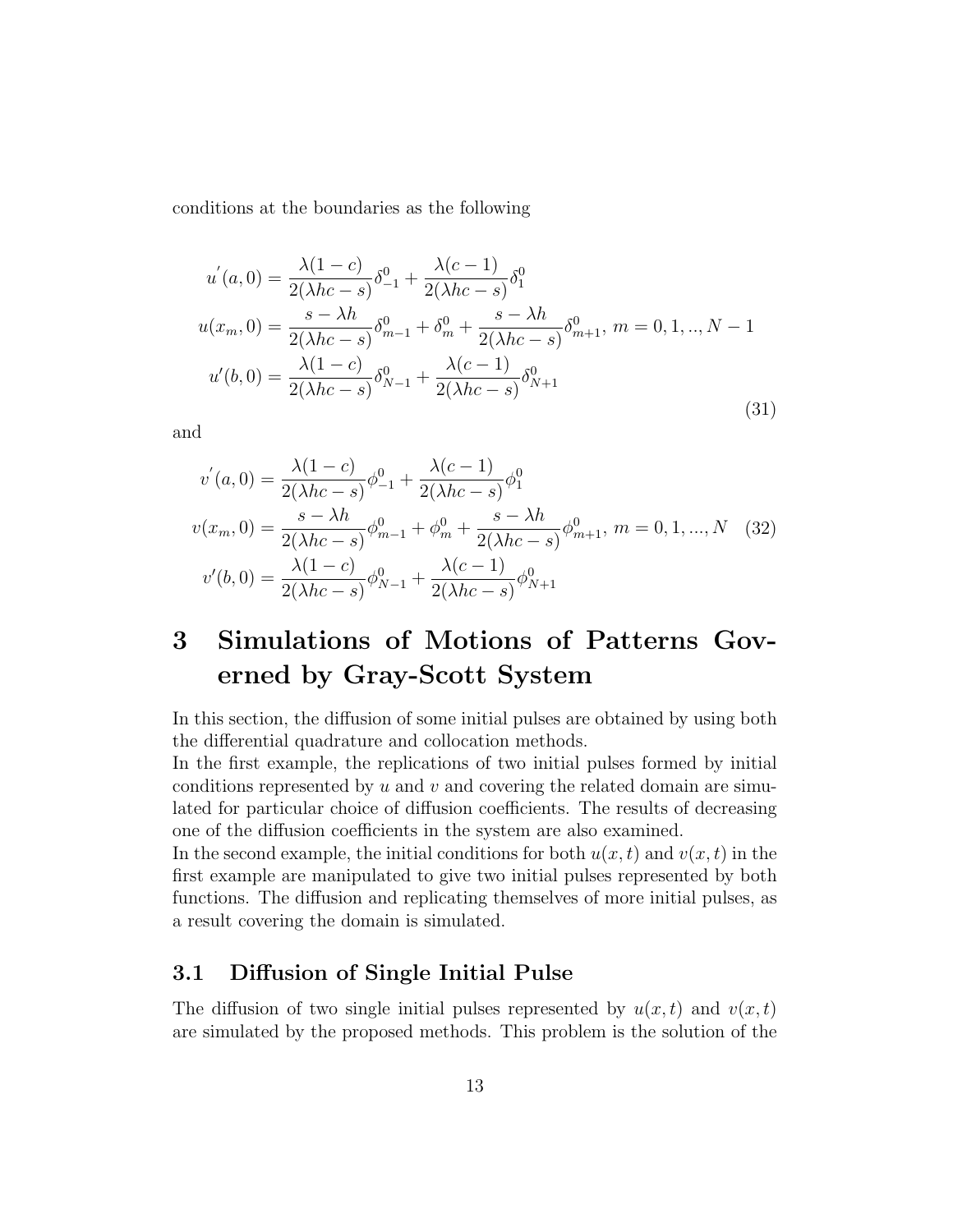conditions at the boundaries as the following

$$
\begin{aligned}
u^{'}(a,0) &= \frac{\lambda(1-c)}{2(\lambda hc - s)}\delta_{-1}^{0} + \frac{\lambda(c-1)}{2(\lambda hc - s)}\delta_{1}^{0} \\
u(x_m,0) &= \frac{s-\lambda h}{2(\lambda hc - s)}\delta_{m-1}^{0} + \delta_{m}^{0} + \frac{s-\lambda h}{2(\lambda hc - s)}\delta_{m+1}^{0},\ m = 0,1,..,N-1 \\
u'(b,0) &= \frac{\lambda(1-c)}{2(\lambda hc - s)}\delta_{N-1}^{0} + \frac{\lambda(c-1)}{2(\lambda hc - s)}\delta_{N+1}^{0}
\end{aligned}
\tag{31}
$$

and

$$
\begin{aligned}
v^{'}(a,0) &= \frac{\lambda(1-c)}{2(\lambda hc - s)}\phi_{-1}^{0} + \frac{\lambda(c-1)}{2(\lambda hc - s)}\phi_{1}^{0} \\
v(x_m,0) &= \frac{s-\lambda h}{2(\lambda hc - s)}\phi_{m-1}^{0} + \phi_{m}^{0} + \frac{s-\lambda h}{2(\lambda hc - s)}\phi_{m+1}^{0},\ m = 0,1,...,N \\
v'(b,0) &= \frac{\lambda(1-c)}{2(\lambda hc - s)}\phi_{N-1}^{0} + \frac{\lambda(c-1)}{2(\lambda hc - s)}\phi_{N+1}^{0}
\end{aligned}
\tag{32}
$$

# 3 Simulations of Motions of Patterns Governed by Gray-Scott System

In this section, the diffusion of some initial pulses are obtained by using both the differential quadrature and collocation methods.
In the first example, the replications of two initial pulses formed by initial conditions represented by $u$ and $v$ and covering the related domain are simulated for particular choice of diffusion coefficients. The results of decreasing one of the diffusion coefficients in the system are also examined.
In the second example, the initial conditions for both $u(x,t)$ and $v(x,t)$ in the first example are manipulated to give two initial pulses represented by both functions. The diffusion and replicating themselves of more initial pulses, as a result covering the domain is simulated.

## 3.1 Diffusion of Single Initial Pulse

The diffusion of two single initial pulses represented by $u(x,t)$ and $v(x,t)$ are simulated by the proposed methods. This problem is the solution of the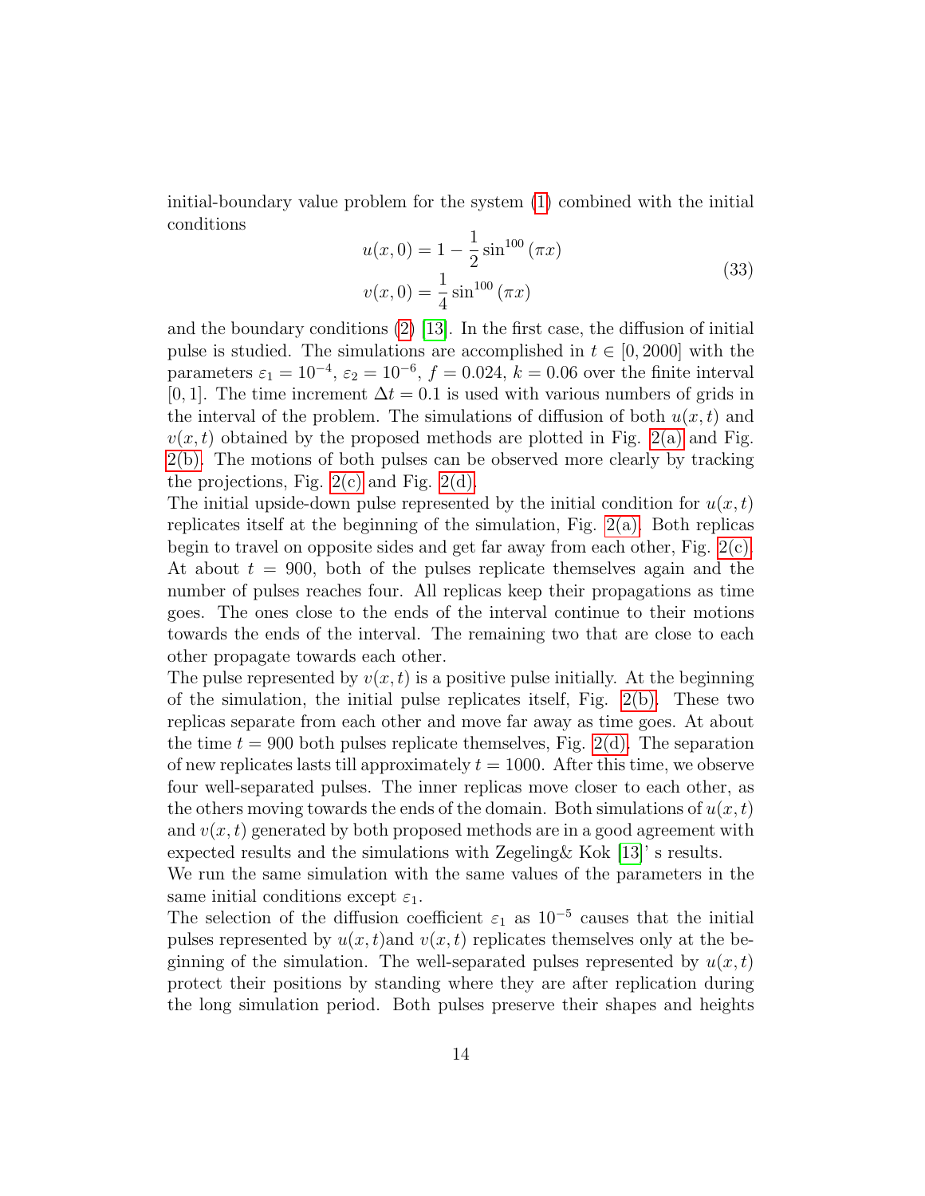initial-boundary value problem for the system (1) combined with the initial conditions

$$
\begin{aligned}
u(x,0) &= 1 - \frac{1}{2}\sin^{100}(\pi x) \\
v(x,0) &= \frac{1}{4}\sin^{100}(\pi x)
\end{aligned}
\tag{33}
$$

and the boundary conditions (2) [13]. In the first case, the diffusion of initial pulse is studied. The simulations are accomplished in $t \in [0, 2000]$ with the parameters $\varepsilon_1 = 10^{-4}$, $\varepsilon_2 = 10^{-6}$, $f = 0.024$, $k = 0.06$ over the finite interval $[0, 1]$. The time increment $\Delta t = 0.1$ is used with various numbers of grids in the interval of the problem. The simulations of diffusion of both $u(x,t)$ and $v(x,t)$ obtained by the proposed methods are plotted in Fig. 2(a) and Fig. 2(b). The motions of both pulses can be observed more clearly by tracking the projections, Fig. 2(c) and Fig. 2(d).

The initial upside-down pulse represented by the initial condition for $u(x,t)$ replicates itself at the beginning of the simulation, Fig. 2(a). Both replicas begin to travel on opposite sides and get far away from each other, Fig. 2(c). At about $t = 900$, both of the pulses replicate themselves again and the number of pulses reaches four. All replicas keep their propagations as time goes. The ones close to the ends of the interval continue to their motions towards the ends of the interval. The remaining two that are close to each other propagate towards each other.

The pulse represented by $v(x,t)$ is a positive pulse initially. At the beginning of the simulation, the initial pulse replicates itself, Fig. 2(b). These two replicas separate from each other and move far away as time goes. At about the time $t = 900$ both pulses replicate themselves, Fig. 2(d). The separation of new replicates lasts till approximately $t = 1000$. After this time, we observe four well-separated pulses. The inner replicas move closer to each other, as the others moving towards the ends of the domain. Both simulations of $u(x,t)$ and $v(x,t)$ generated by both proposed methods are in a good agreement with expected results and the simulations with Zegeling& Kok [13]' s results.

We run the same simulation with the same values of the parameters in the same initial conditions except $\varepsilon_1$.

The selection of the diffusion coefficient $\varepsilon_1$ as $10^{-5}$ causes that the initial pulses represented by $u(x,t)$and $v(x,t)$ replicates themselves only at the beginning of the simulation. The well-separated pulses represented by $u(x,t)$ protect their positions by standing where they are after replication during the long simulation period. Both pulses preserve their shapes and heights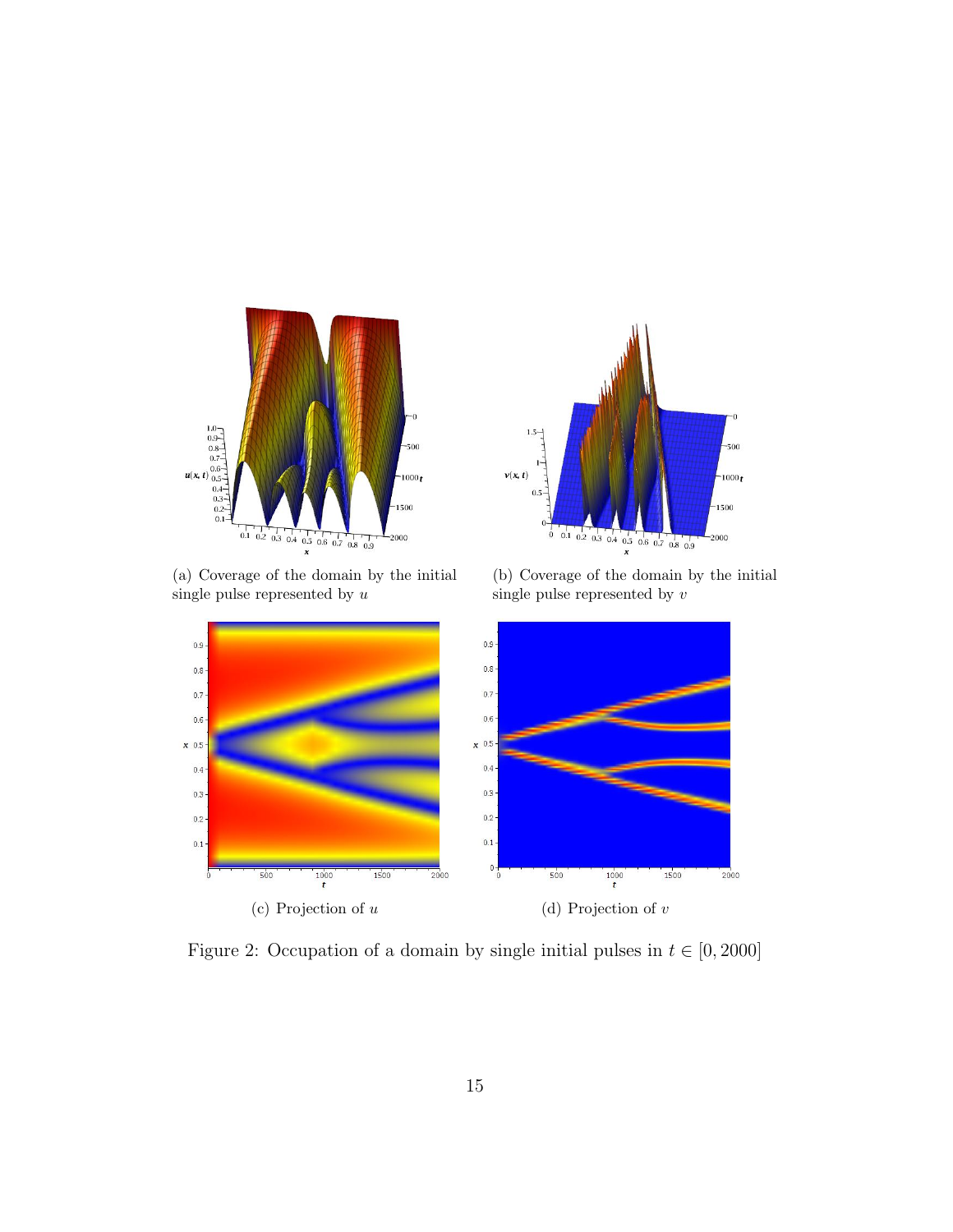(a) Coverage of the domain by the initial single pulse represented by $u$

(b) Coverage of the domain by the initial single pulse represented by $v$

(c) Projection of $u$

(d) Projection of $v$

Figure 2: Occupation of a domain by single initial pulses in $t \in [0, 2000]$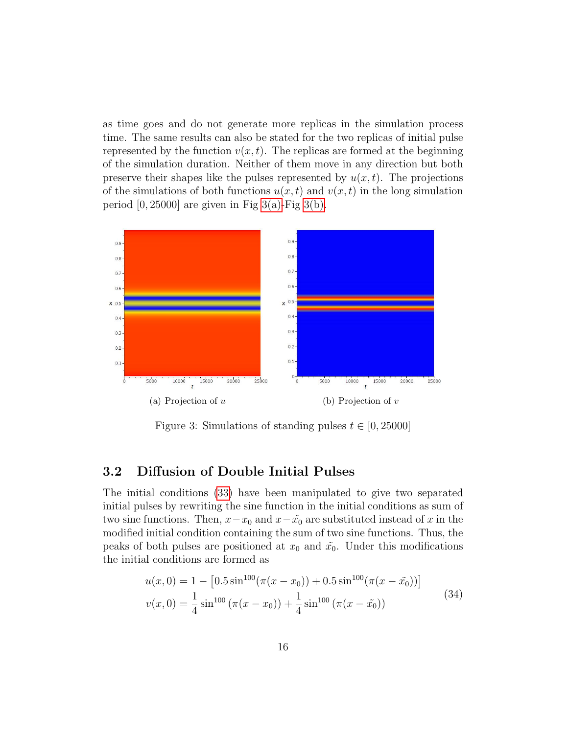as time goes and do not generate more replicas in the simulation process time. The same results can also be stated for the two replicas of initial pulse represented by the function $v(x,t)$. The replicas are formed at the beginning of the simulation duration. Neither of them move in any direction but both preserve their shapes like the pulses represented by $u(x,t)$. The projections of the simulations of both functions $u(x,t)$ and $v(x,t)$ in the long simulation period $[0, 25000]$ are given in Fig 3(a)-Fig 3(b).

(a) Projection of $u$

(b) Projection of $v$

Figure 3: Simulations of standing pulses $t \in [0, 25000]$

## 3.2 Diffusion of Double Initial Pulses

The initial conditions (33) have been manipulated to give two separated initial pulses by rewriting the sine function in the initial conditions as sum of two sine functions. Then, $x - x_0$ and $x - \tilde{x_0}$ are substituted instead of $x$ in the modified initial condition containing the sum of two sine functions. Thus, the peaks of both pulses are positioned at $x_0$ and $\tilde{x_0}$. Under this modifications the initial conditions are formed as

$$
\begin{aligned}
u(x,0) &= 1 - \left[0.5\sin^{100}(\pi(x - x_0)) + 0.5\sin^{100}(\pi(x - \tilde{x_0}))\right] \\
v(x,0) &= \frac{1}{4}\sin^{100}\left(\pi(x - x_0)\right) + \frac{1}{4}\sin^{100}\left(\pi(x - \tilde{x_0})\right)
\end{aligned}
\tag{34}
$$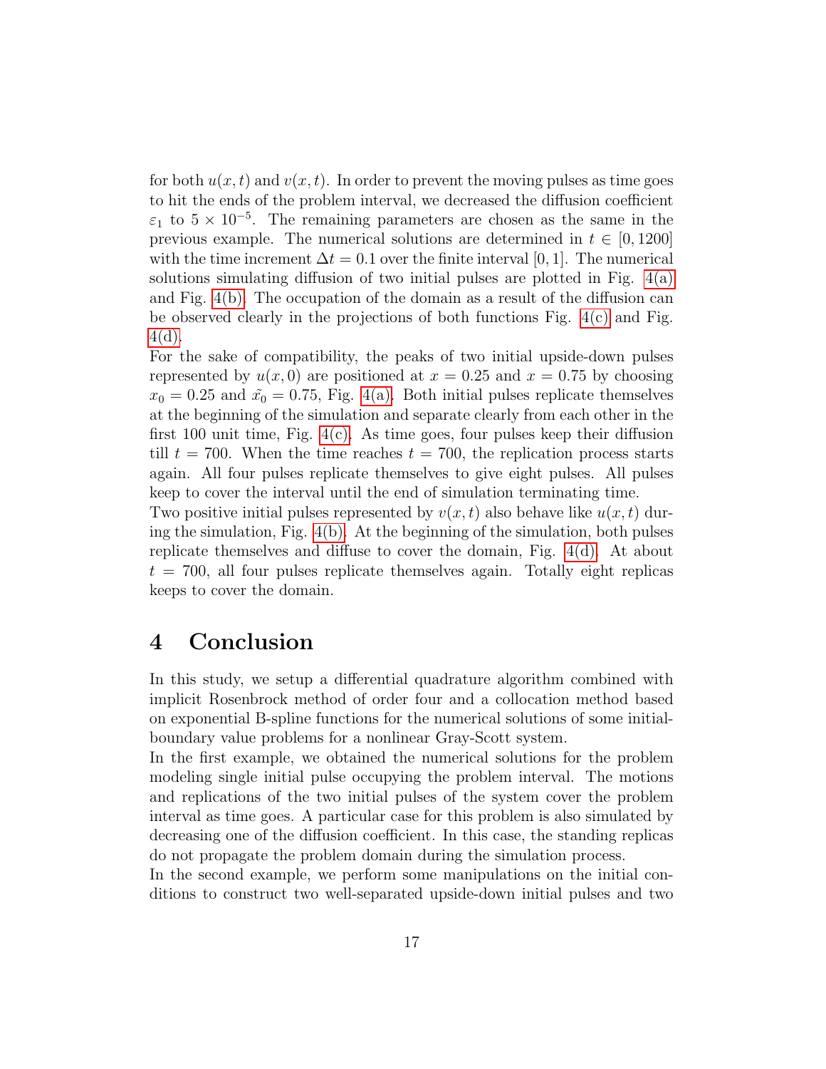for both $u(x,t)$ and $v(x,t)$. In order to prevent the moving pulses as time goes to hit the ends of the problem interval, we decreased the diffusion coefficient $\varepsilon_1$ to $5 \times 10^{-5}$. The remaining parameters are chosen as the same in the previous example. The numerical solutions are determined in $t \in [0, 1200]$ with the time increment $\Delta t = 0.1$ over the finite interval $[0, 1]$. The numerical solutions simulating diffusion of two initial pulses are plotted in Fig. 4(a) and Fig. 4(b). The occupation of the domain as a result of the diffusion can be observed clearly in the projections of both functions Fig. 4(c) and Fig. 4(d).

For the sake of compatibility, the peaks of two initial upside-down pulses represented by $u(x,0)$ are positioned at $x = 0.25$ and $x = 0.75$ by choosing $x_0 = 0.25$ and $\tilde{x_0} = 0.75$, Fig. 4(a). Both initial pulses replicate themselves at the beginning of the simulation and separate clearly from each other in the first 100 unit time, Fig. 4(c). As time goes, four pulses keep their diffusion till $t = 700$. When the time reaches $t = 700$, the replication process starts again. All four pulses replicate themselves to give eight pulses. All pulses keep to cover the interval until the end of simulation terminating time.

Two positive initial pulses represented by $v(x,t)$ also behave like $u(x,t)$ during the simulation, Fig. 4(b). At the beginning of the simulation, both pulses replicate themselves and diffuse to cover the domain, Fig. 4(d). At about $t = 700$, all four pulses replicate themselves again. Totally eight replicas keeps to cover the domain.

# 4 Conclusion

In this study, we setup a differential quadrature algorithm combined with implicit Rosenbrock method of order four and a collocation method based on exponential B-spline functions for the numerical solutions of some initial-boundary value problems for a nonlinear Gray-Scott system.

In the first example, we obtained the numerical solutions for the problem modeling single initial pulse occupying the problem interval. The motions and replications of the two initial pulses of the system cover the problem interval as time goes. A particular case for this problem is also simulated by decreasing one of the diffusion coefficient. In this case, the standing replicas do not propagate the problem domain during the simulation process.

In the second example, we perform some manipulations on the initial conditions to construct two well-separated upside-down initial pulses and two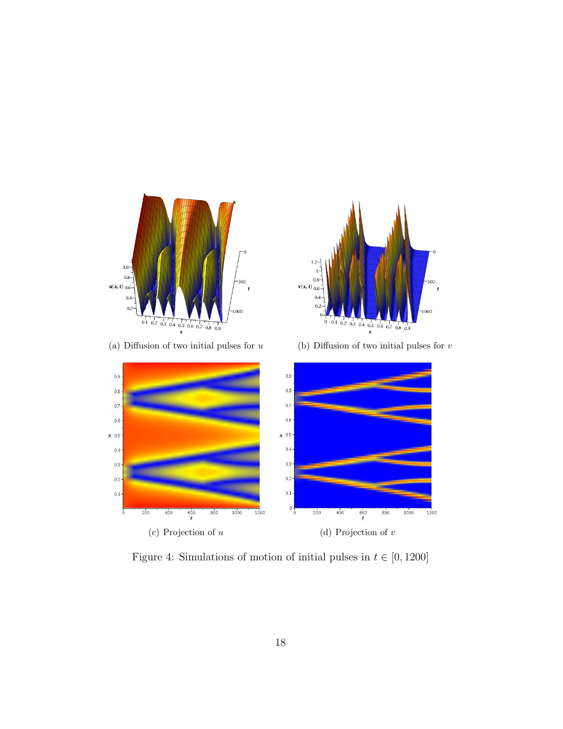(a) Diffusion of two initial pulses for $u$

(b) Diffusion of two initial pulses for $v$

(c) Projection of $u$

(d) Projection of $v$

Figure 4: Simulations of motion of initial pulses in $t \in [0, 1200]$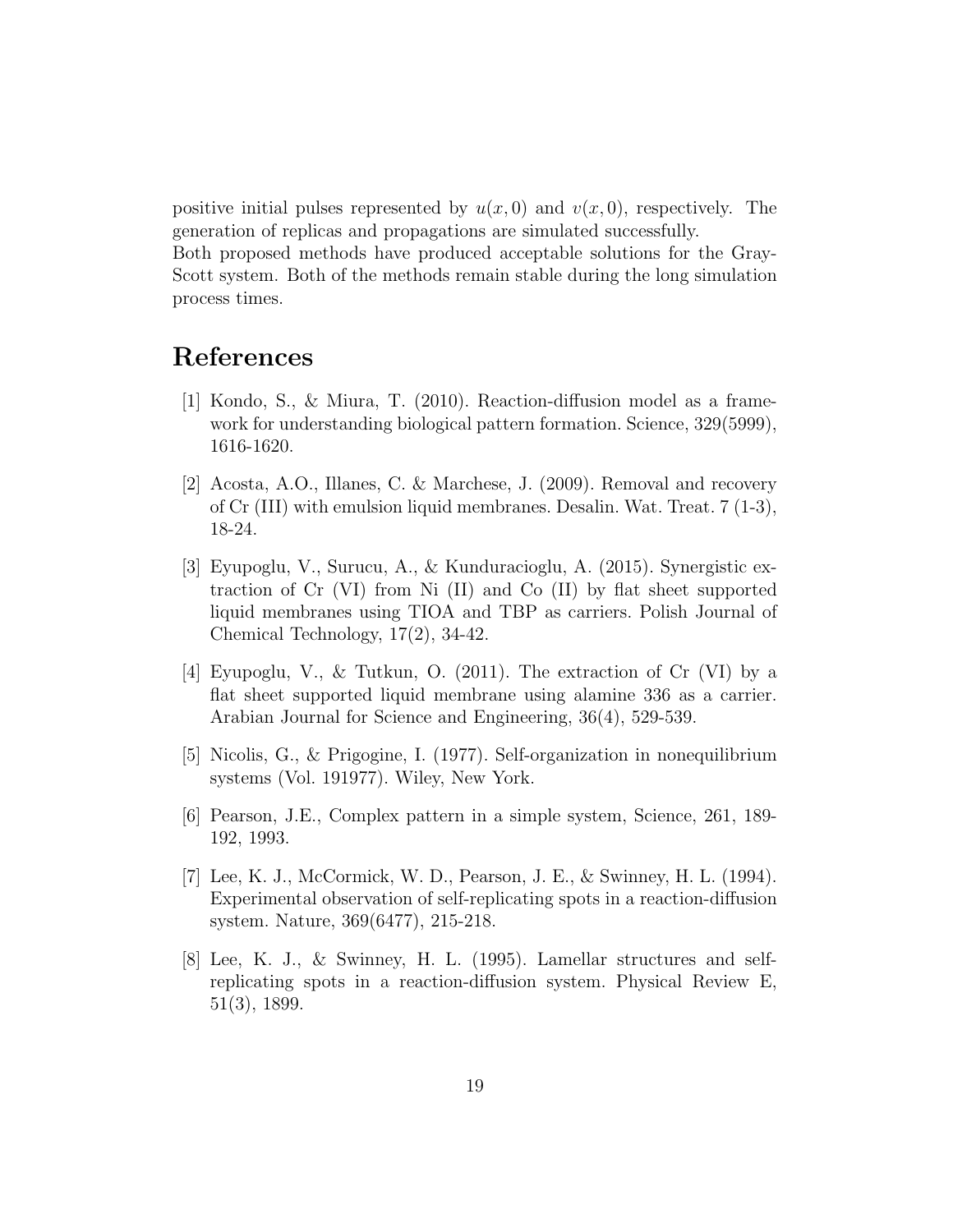positive initial pulses represented by $u(x, 0)$ and $v(x, 0)$, respectively. The generation of replicas and propagations are simulated successfully.
Both proposed methods have produced acceptable solutions for the Gray-Scott system. Both of the methods remain stable during the long simulation process times.

# References

[1] Kondo, S., & Miura, T. (2010). Reaction-diffusion model as a framework for understanding biological pattern formation. Science, 329(5999), 1616-1620.

[2] Acosta, A.O., Illanes, C. & Marchese, J. (2009). Removal and recovery of Cr (III) with emulsion liquid membranes. Desalin. Wat. Treat. 7 (1-3), 18-24.

[3] Eyupoglu, V., Surucu, A., & Kunduracioglu, A. (2015). Synergistic extraction of Cr (VI) from Ni (II) and Co (II) by flat sheet supported liquid membranes using TIOA and TBP as carriers. Polish Journal of Chemical Technology, 17(2), 34-42.

[4] Eyupoglu, V., & Tutkun, O. (2011). The extraction of Cr (VI) by a flat sheet supported liquid membrane using alamine 336 as a carrier. Arabian Journal for Science and Engineering, 36(4), 529-539.

[5] Nicolis, G., & Prigogine, I. (1977). Self-organization in nonequilibrium systems (Vol. 191977). Wiley, New York.

[6] Pearson, J.E., Complex pattern in a simple system, Science, 261, 189-192, 1993.

[7] Lee, K. J., McCormick, W. D., Pearson, J. E., & Swinney, H. L. (1994). Experimental observation of self-replicating spots in a reaction-diffusion system. Nature, 369(6477), 215-218.

[8] Lee, K. J., & Swinney, H. L. (1995). Lamellar structures and self-replicating spots in a reaction-diffusion system. Physical Review E, 51(3), 1899.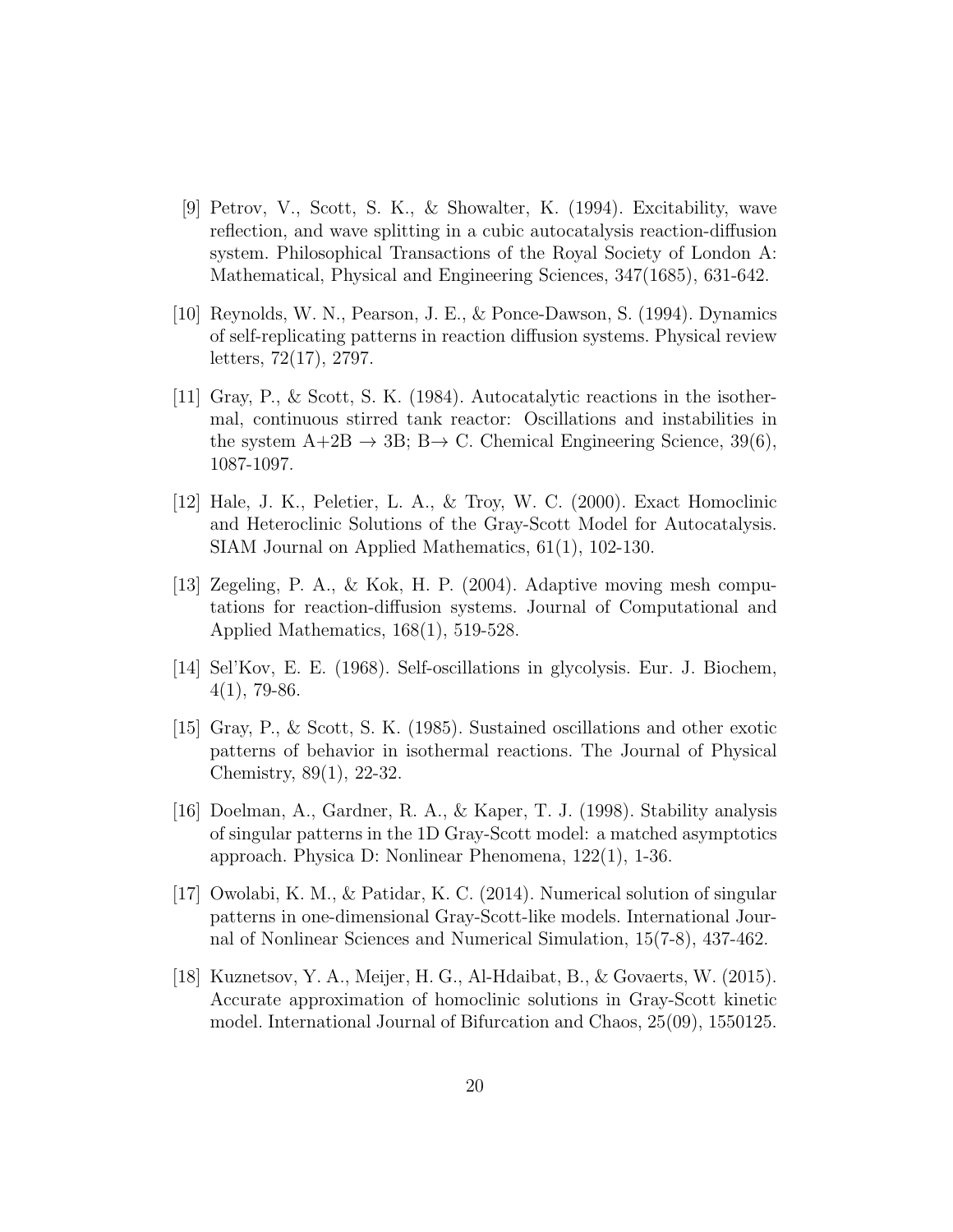[9] Petrov, V., Scott, S. K., & Showalter, K. (1994). Excitability, wave reflection, and wave splitting in a cubic autocatalysis reaction-diffusion system. Philosophical Transactions of the Royal Society of London A: Mathematical, Physical and Engineering Sciences, 347(1685), 631-642.

[10] Reynolds, W. N., Pearson, J. E., & Ponce-Dawson, S. (1994). Dynamics of self-replicating patterns in reaction diffusion systems. Physical review letters, 72(17), 2797.

[11] Gray, P., & Scott, S. K. (1984). Autocatalytic reactions in the isothermal, continuous stirred tank reactor: Oscillations and instabilities in the system A+2B $\rightarrow$ 3B; B$\rightarrow$ C. Chemical Engineering Science, 39(6), 1087-1097.

[12] Hale, J. K., Peletier, L. A., & Troy, W. C. (2000). Exact Homoclinic and Heteroclinic Solutions of the Gray-Scott Model for Autocatalysis. SIAM Journal on Applied Mathematics, 61(1), 102-130.

[13] Zegeling, P. A., & Kok, H. P. (2004). Adaptive moving mesh computations for reaction-diffusion systems. Journal of Computational and Applied Mathematics, 168(1), 519-528.

[14] Sel'Kov, E. E. (1968). Self-oscillations in glycolysis. Eur. J. Biochem, 4(1), 79-86.

[15] Gray, P., & Scott, S. K. (1985). Sustained oscillations and other exotic patterns of behavior in isothermal reactions. The Journal of Physical Chemistry, 89(1), 22-32.

[16] Doelman, A., Gardner, R. A., & Kaper, T. J. (1998). Stability analysis of singular patterns in the 1D Gray-Scott model: a matched asymptotics approach. Physica D: Nonlinear Phenomena, 122(1), 1-36.

[17] Owolabi, K. M., & Patidar, K. C. (2014). Numerical solution of singular patterns in one-dimensional Gray-Scott-like models. International Journal of Nonlinear Sciences and Numerical Simulation, 15(7-8), 437-462.

[18] Kuznetsov, Y. A., Meijer, H. G., Al-Hdaibat, B., & Govaerts, W. (2015). Accurate approximation of homoclinic solutions in Gray-Scott kinetic model. International Journal of Bifurcation and Chaos, 25(09), 1550125.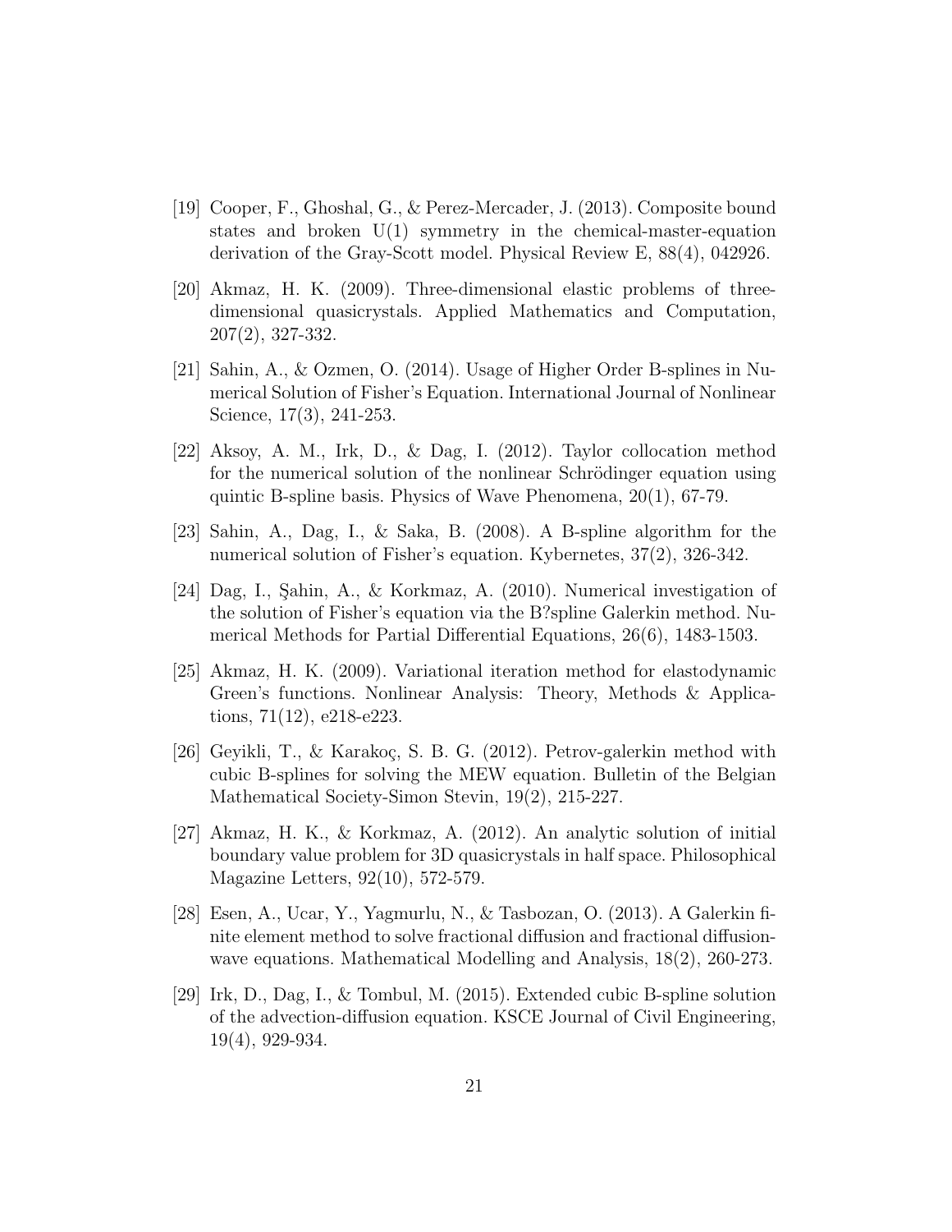[19] Cooper, F., Ghoshal, G., & Perez-Mercader, J. (2013). Composite bound states and broken U(1) symmetry in the chemical-master-equation derivation of the Gray-Scott model. Physical Review E, 88(4), 042926.

[20] Akmaz, H. K. (2009). Three-dimensional elastic problems of three-dimensional quasicrystals. Applied Mathematics and Computation, 207(2), 327-332.

[21] Sahin, A., & Ozmen, O. (2014). Usage of Higher Order B-splines in Numerical Solution of Fisher's Equation. International Journal of Nonlinear Science, 17(3), 241-253.

[22] Aksoy, A. M., Irk, D., & Dag, I. (2012). Taylor collocation method for the numerical solution of the nonlinear Schrödinger equation using quintic B-spline basis. Physics of Wave Phenomena, 20(1), 67-79.

[23] Sahin, A., Dag, I., & Saka, B. (2008). A B-spline algorithm for the numerical solution of Fisher's equation. Kybernetes, 37(2), 326-342.

[24] Dag, I., Şahin, A., & Korkmaz, A. (2010). Numerical investigation of the solution of Fisher's equation via the B?spline Galerkin method. Numerical Methods for Partial Differential Equations, 26(6), 1483-1503.

[25] Akmaz, H. K. (2009). Variational iteration method for elastodynamic Green's functions. Nonlinear Analysis: Theory, Methods & Applications, 71(12), e218-e223.

[26] Geyikli, T., & Karakoç, S. B. G. (2012). Petrov-galerkin method with cubic B-splines for solving the MEW equation. Bulletin of the Belgian Mathematical Society-Simon Stevin, 19(2), 215-227.

[27] Akmaz, H. K., & Korkmaz, A. (2012). An analytic solution of initial boundary value problem for 3D quasicrystals in half space. Philosophical Magazine Letters, 92(10), 572-579.

[28] Esen, A., Ucar, Y., Yagmurlu, N., & Tasbozan, O. (2013). A Galerkin finite element method to solve fractional diffusion and fractional diffusion-wave equations. Mathematical Modelling and Analysis, 18(2), 260-273.

[29] Irk, D., Dag, I., & Tombul, M. (2015). Extended cubic B-spline solution of the advection-diffusion equation. KSCE Journal of Civil Engineering, 19(4), 929-934.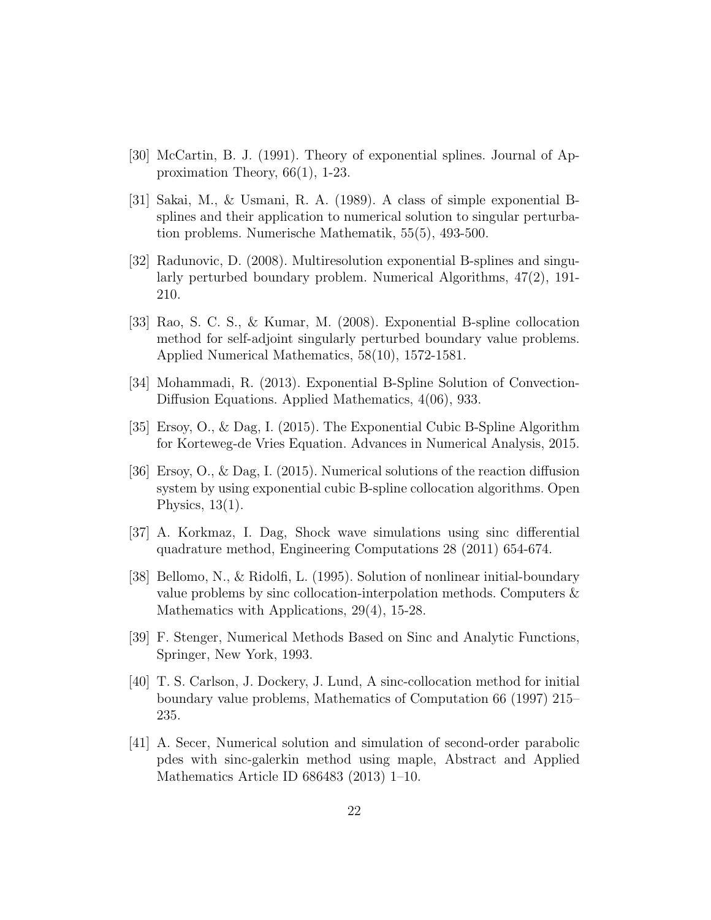[30] McCartin, B. J. (1991). Theory of exponential splines. Journal of Approximation Theory, 66(1), 1-23.

[31] Sakai, M., & Usmani, R. A. (1989). A class of simple exponential B-splines and their application to numerical solution to singular perturbation problems. Numerische Mathematik, 55(5), 493-500.

[32] Radunovic, D. (2008). Multiresolution exponential B-splines and singularly perturbed boundary problem. Numerical Algorithms, 47(2), 191-210.

[33] Rao, S. C. S., & Kumar, M. (2008). Exponential B-spline collocation method for self-adjoint singularly perturbed boundary value problems. Applied Numerical Mathematics, 58(10), 1572-1581.

[34] Mohammadi, R. (2013). Exponential B-Spline Solution of Convection-Diffusion Equations. Applied Mathematics, 4(06), 933.

[35] Ersoy, O., & Dag, I. (2015). The Exponential Cubic B-Spline Algorithm for Korteweg-de Vries Equation. Advances in Numerical Analysis, 2015.

[36] Ersoy, O., & Dag, I. (2015). Numerical solutions of the reaction diffusion system by using exponential cubic B-spline collocation algorithms. Open Physics, 13(1).

[37] A. Korkmaz, I. Dag, Shock wave simulations using sinc differential quadrature method, Engineering Computations 28 (2011) 654-674.

[38] Bellomo, N., & Ridolfi, L. (1995). Solution of nonlinear initial-boundary value problems by sinc collocation-interpolation methods. Computers & Mathematics with Applications, 29(4), 15-28.

[39] F. Stenger, Numerical Methods Based on Sinc and Analytic Functions, Springer, New York, 1993.

[40] T. S. Carlson, J. Dockery, J. Lund, A sinc-collocation method for initial boundary value problems, Mathematics of Computation 66 (1997) 215–235.

[41] A. Secer, Numerical solution and simulation of second-order parabolic pdes with sinc-galerkin method using maple, Abstract and Applied Mathematics Article ID 686483 (2013) 1–10.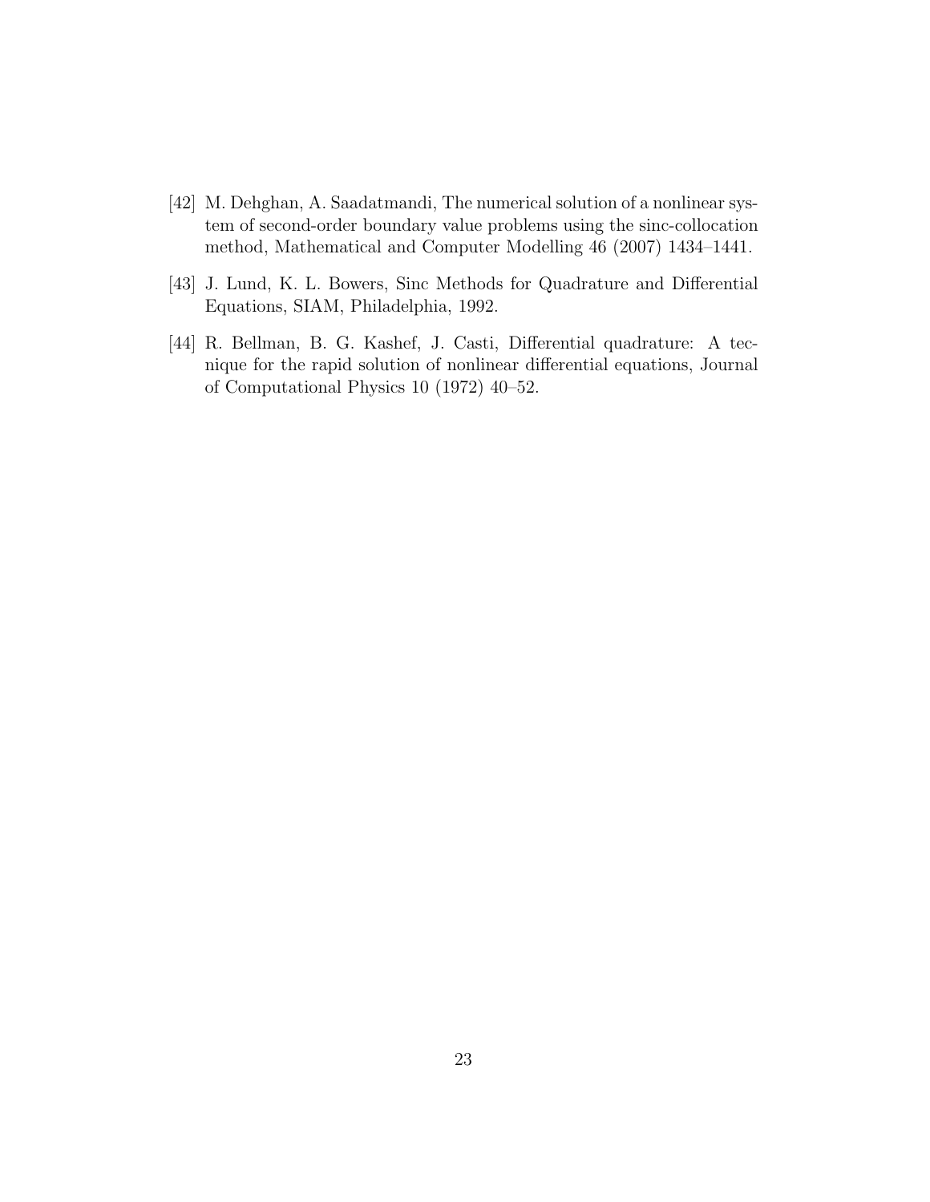[42] M. Dehghan, A. Saadatmandi, The numerical solution of a nonlinear system of second-order boundary value problems using the sinc-collocation method, Mathematical and Computer Modelling 46 (2007) 1434–1441.

[43] J. Lund, K. L. Bowers, Sinc Methods for Quadrature and Differential Equations, SIAM, Philadelphia, 1992.

[44] R. Bellman, B. G. Kashef, J. Casti, Differential quadrature: A technique for the rapid solution of nonlinear differential equations, Journal of Computational Physics 10 (1972) 40–52.